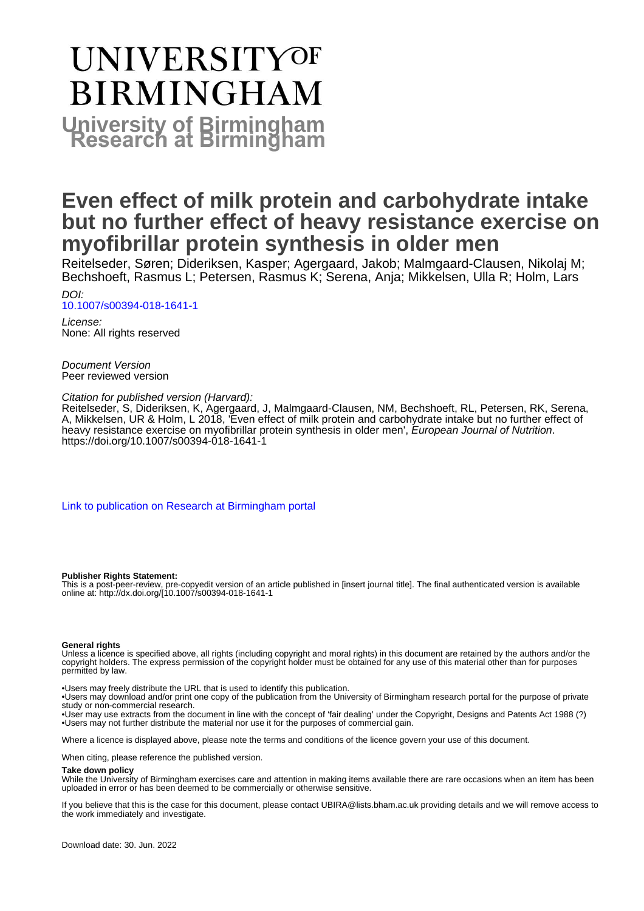# UNIVERSITY OF BIRMINGHAM

## University of Birmingham Research at Birmingham

# Even effect of milk protein and carbohydrate intake but no further effect of heavy resistance exercise on myofibrillar protein synthesis in older men

Reitelseder, Søren; Dideriksen, Kasper; Agergaard, Jakob; Malmgaard-Clausen, Nikolaj M; Bechshoeft, Rasmus L; Petersen, Rasmus K; Serena, Anja; Mikkelsen, Ulla R; Holm, Lars

*DOI:*
[10.1007/s00394-018-1641-1](https://doi.org/10.1007/s00394-018-1641-1)

*License:*
None: All rights reserved

*Document Version*
Peer reviewed version

*Citation for published version (Harvard):*
Reitelseder, S, Dideriksen, K, Agergaard, J, Malmgaard-Clausen, NM, Bechshoeft, RL, Petersen, RK, Serena, A, Mikkelsen, UR & Holm, L 2018, 'Even effect of milk protein and carbohydrate intake but no further effect of heavy resistance exercise on myofibrillar protein synthesis in older men', *European Journal of Nutrition*. https://doi.org/10.1007/s00394-018-1641-1

[Link to publication on Research at Birmingham portal]

**Publisher Rights Statement:**
This is a post-peer-review, pre-copyedit version of an article published in [insert journal title]. The final authenticated version is available online at: http://dx.doi.org/[10.1007/s00394-018-1641-1

**General rights**
Unless a licence is specified above, all rights (including copyright and moral rights) in this document are retained by the authors and/or the copyright holders. The express permission of the copyright holder must be obtained for any use of this material other than for purposes permitted by law.

•Users may freely distribute the URL that is used to identify this publication.
•Users may download and/or print one copy of the publication from the University of Birmingham research portal for the purpose of private study or non-commercial research.
•User may use extracts from the document in line with the concept of 'fair dealing' under the Copyright, Designs and Patents Act 1988 (?)
•Users may not further distribute the material nor use it for the purposes of commercial gain.

Where a licence is displayed above, please note the terms and conditions of the licence govern your use of this document.

When citing, please reference the published version.

**Take down policy**
While the University of Birmingham exercises care and attention in making items available there are rare occasions when an item has been uploaded in error or has been deemed to be commercially or otherwise sensitive.

If you believe that this is the case for this document, please contact UBIRA@lists.bham.ac.uk providing details and we will remove access to the work immediately and investigate.

Download date: 30. Jun. 2022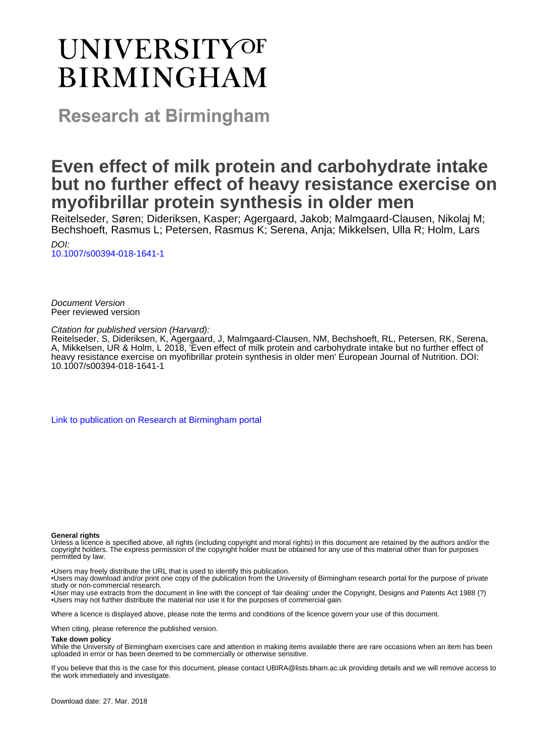# UNIVERSITY OF BIRMINGHAM

## Research at Birmingham

# Even effect of milk protein and carbohydrate intake but no further effect of heavy resistance exercise on myofibrillar protein synthesis in older men

Reitelseder, Søren; Dideriksen, Kasper; Agergaard, Jakob; Malmgaard-Clausen, Nikolaj M; Bechshoeft, Rasmus L; Petersen, Rasmus K; Serena, Anja; Mikkelsen, Ulla R; Holm, Lars

*DOI:*
10.1007/s00394-018-1641-1

*Document Version*
Peer reviewed version

*Citation for published version (Harvard):*
Reitelseder, S, Dideriksen, K, Agergaard, J, Malmgaard-Clausen, NM, Bechshoeft, RL, Petersen, RK, Serena, A, Mikkelsen, UR & Holm, L 2018, 'Even effect of milk protein and carbohydrate intake but no further effect of heavy resistance exercise on myofibrillar protein synthesis in older men' European Journal of Nutrition. DOI: 10.1007/s00394-018-1641-1

Link to publication on Research at Birmingham portal

**General rights**
Unless a licence is specified above, all rights (including copyright and moral rights) in this document are retained by the authors and/or the copyright holders. The express permission of the copyright holder must be obtained for any use of this material other than for purposes permitted by law.

•Users may freely distribute the URL that is used to identify this publication.
•Users may download and/or print one copy of the publication from the University of Birmingham research portal for the purpose of private study or non-commercial research.
•User may use extracts from the document in line with the concept of 'fair dealing' under the Copyright, Designs and Patents Act 1988 (?)
•Users may not further distribute the material nor use it for the purposes of commercial gain.

Where a licence is displayed above, please note the terms and conditions of the licence govern your use of this document.

When citing, please reference the published version.

**Take down policy**
While the University of Birmingham exercises care and attention in making items available there are rare occasions when an item has been uploaded in error or has been deemed to be commercially or otherwise sensitive.

If you believe that this is the case for this document, please contact UBIRA@lists.bham.ac.uk providing details and we will remove access to the work immediately and investigate.

Download date: 27. Mar. 2018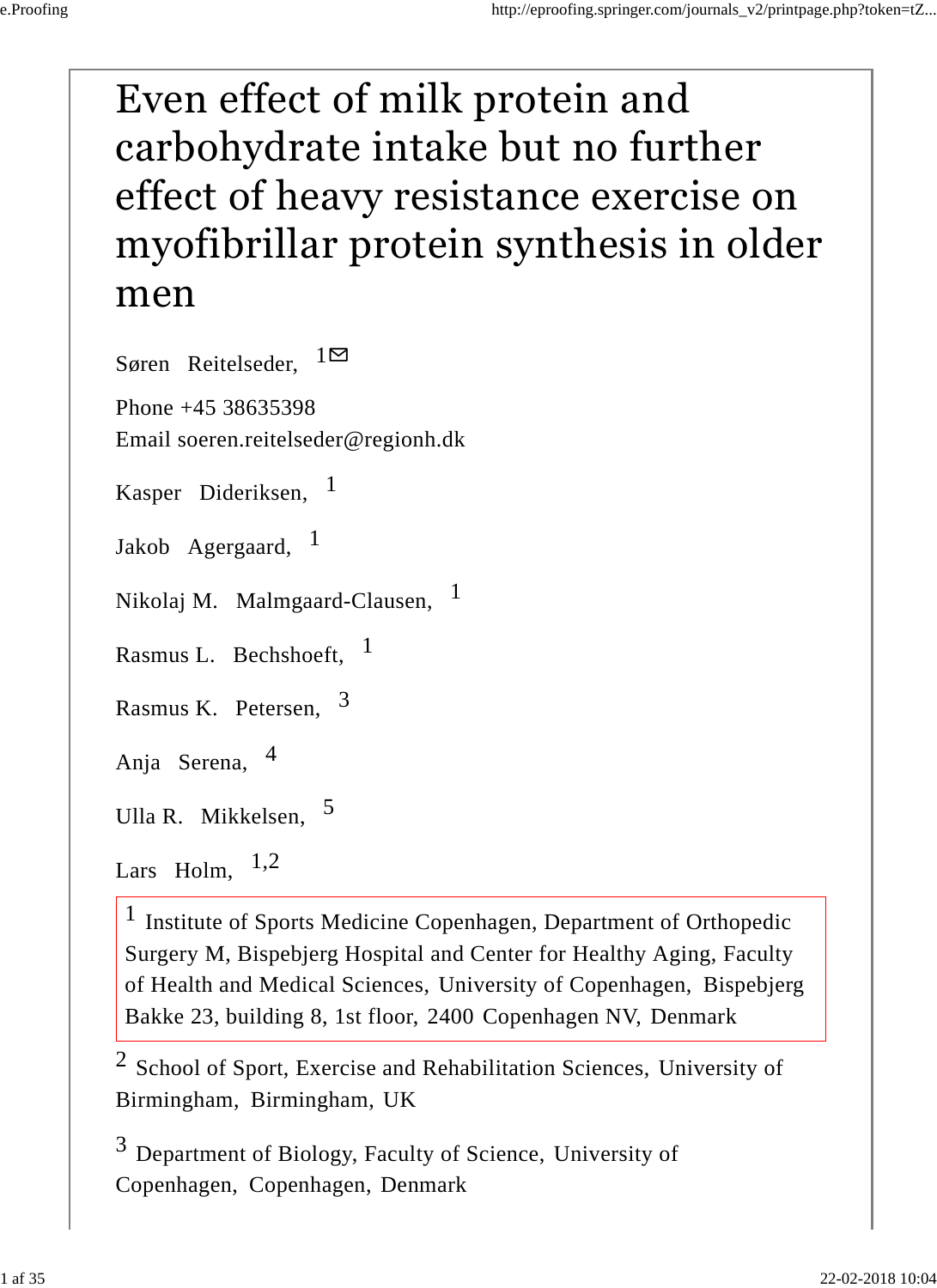# Even effect of milk protein and carbohydrate intake but no further effect of heavy resistance exercise on myofibrillar protein synthesis in older men

Søren Reitelseder, [1]

Phone +45 38635398
Email soeren.reitelseder@regionh.dk

Kasper Dideriksen, [1]

Jakob Agergaard, [1]

Nikolaj M. Malmgaard-Clausen, [1]

Rasmus L. Bechshoeft, [1]

Rasmus K. Petersen, [3]

Anja Serena, [4]

Ulla R. Mikkelsen, [5]

Lars Holm, [1,2]

[1] Institute of Sports Medicine Copenhagen, Department of Orthopedic Surgery M, Bispebjerg Hospital and Center for Healthy Aging, Faculty of Health and Medical Sciences, University of Copenhagen, Bispebjerg Bakke 23, building 8, 1st floor, 2400 Copenhagen NV, Denmark

[2] School of Sport, Exercise and Rehabilitation Sciences, University of Birmingham, Birmingham, UK

[3] Department of Biology, Faculty of Science, University of Copenhagen, Copenhagen, Denmark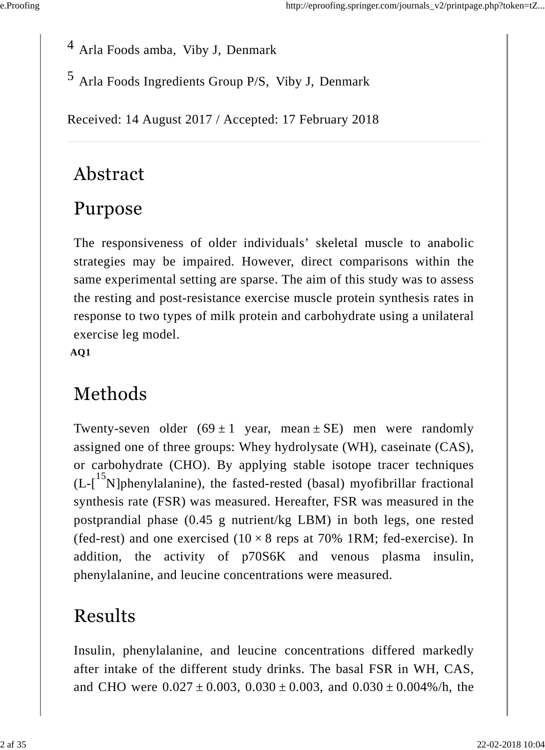[4] Arla Foods amba, Viby J, Denmark

[5] Arla Foods Ingredients Group P/S, Viby J, Denmark

Received: 14 August 2017 / Accepted: 17 February 2018

# Abstract

## Purpose

The responsiveness of older individuals' skeletal muscle to anabolic strategies may be impaired. However, direct comparisons within the same experimental setting are sparse. The aim of this study was to assess the resting and post-resistance exercise muscle protein synthesis rates in response to two types of milk protein and carbohydrate using a unilateral exercise leg model.

**AQ1**

## Methods

Twenty-seven older (69 ± 1 year, mean ± SE) men were randomly assigned one of three groups: Whey hydrolysate (WH), caseinate (CAS), or carbohydrate (CHO). By applying stable isotope tracer techniques (L-[$^{15}$N]phenylalanine), the fasted-rested (basal) myofibrillar fractional synthesis rate (FSR) was measured. Hereafter, FSR was measured in the postprandial phase (0.45 g nutrient/kg LBM) in both legs, one rested (fed-rest) and one exercised (10 × 8 reps at 70% 1RM; fed-exercise). In addition, the activity of p70S6K and venous plasma insulin, phenylalanine, and leucine concentrations were measured.

## Results

Insulin, phenylalanine, and leucine concentrations differed markedly after intake of the different study drinks. The basal FSR in WH, CAS, and CHO were 0.027 ± 0.003, 0.030 ± 0.003, and 0.030 ± 0.004%/h, the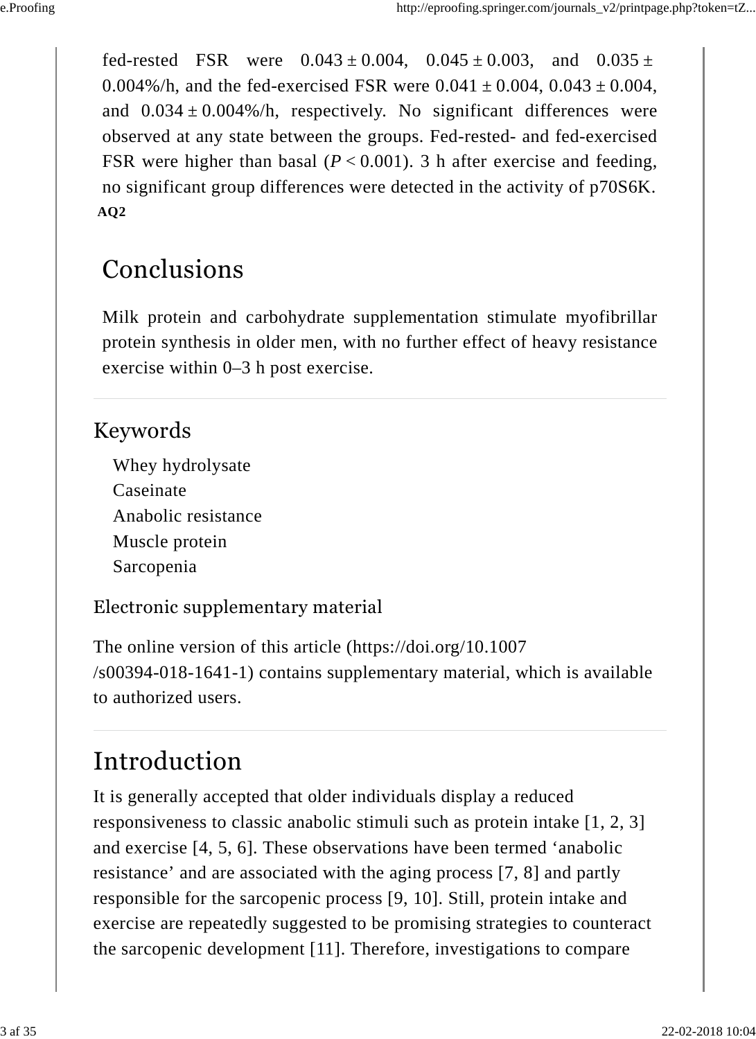fed-rested FSR were $0.043 \pm 0.004$, $0.045 \pm 0.003$, and $0.035 \pm 0.004$%/h, and the fed-exercised FSR were $0.041 \pm 0.004$, $0.043 \pm 0.004$, and $0.034 \pm 0.004$%/h, respectively. No significant differences were observed at any state between the groups. Fed-rested- and fed-exercised FSR were higher than basal ($P < 0.001$). 3 h after exercise and feeding, no significant group differences were detected in the activity of p70S6K.

**AQ2**

## Conclusions

Milk protein and carbohydrate supplementation stimulate myofibrillar protein synthesis in older men, with no further effect of heavy resistance exercise within 0–3 h post exercise.

## Keywords

Whey hydrolysate
Caseinate
Anabolic resistance
Muscle protein
Sarcopenia

### Electronic supplementary material

The online version of this article (https://doi.org/10.1007/s00394-018-1641-1) contains supplementary material, which is available to authorized users.

# Introduction

It is generally accepted that older individuals display a reduced responsiveness to classic anabolic stimuli such as protein intake [1, 2, 3] and exercise [4, 5, 6]. These observations have been termed 'anabolic resistance' and are associated with the aging process [7, 8] and partly responsible for the sarcopenic process [9, 10]. Still, protein intake and exercise are repeatedly suggested to be promising strategies to counteract the sarcopenic development [11]. Therefore, investigations to compare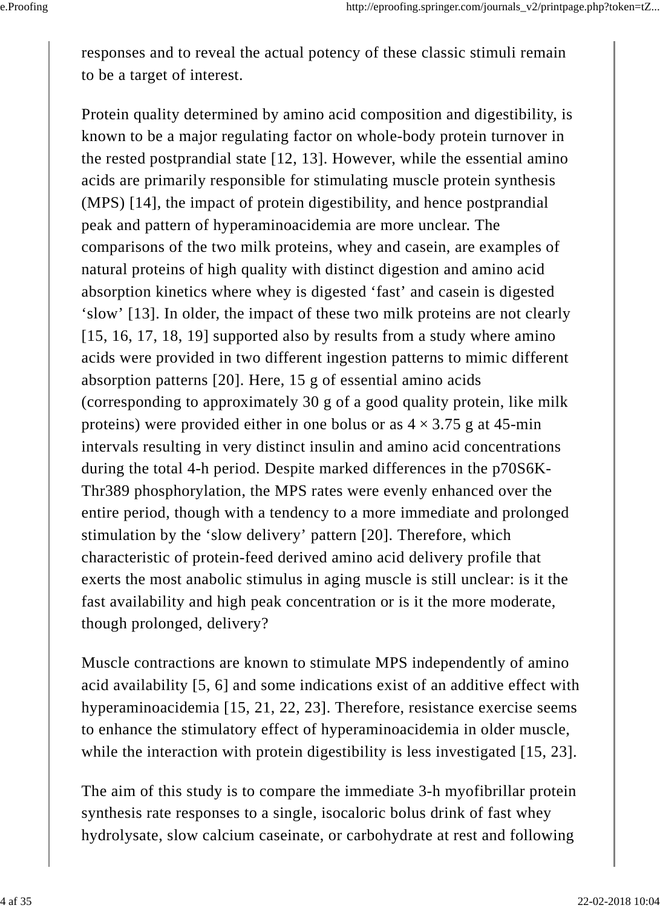responses and to reveal the actual potency of these classic stimuli remain to be a target of interest.

Protein quality determined by amino acid composition and digestibility, is known to be a major regulating factor on whole-body protein turnover in the rested postprandial state [12, 13]. However, while the essential amino acids are primarily responsible for stimulating muscle protein synthesis (MPS) [14], the impact of protein digestibility, and hence postprandial peak and pattern of hyperaminoacidemia are more unclear. The comparisons of the two milk proteins, whey and casein, are examples of natural proteins of high quality with distinct digestion and amino acid absorption kinetics where whey is digested ‘fast’ and casein is digested ‘slow’ [13]. In older, the impact of these two milk proteins are not clearly [15, 16, 17, 18, 19] supported also by results from a study where amino acids were provided in two different ingestion patterns to mimic different absorption patterns [20]. Here, 15 g of essential amino acids (corresponding to approximately 30 g of a good quality protein, like milk proteins) were provided either in one bolus or as 4 × 3.75 g at 45-min intervals resulting in very distinct insulin and amino acid concentrations during the total 4-h period. Despite marked differences in the p70S6K-Thr389 phosphorylation, the MPS rates were evenly enhanced over the entire period, though with a tendency to a more immediate and prolonged stimulation by the ‘slow delivery’ pattern [20]. Therefore, which characteristic of protein-feed derived amino acid delivery profile that exerts the most anabolic stimulus in aging muscle is still unclear: is it the fast availability and high peak concentration or is it the more moderate, though prolonged, delivery?

Muscle contractions are known to stimulate MPS independently of amino acid availability [5, 6] and some indications exist of an additive effect with hyperaminoacidemia [15, 21, 22, 23]. Therefore, resistance exercise seems to enhance the stimulatory effect of hyperaminoacidemia in older muscle, while the interaction with protein digestibility is less investigated [15, 23].

The aim of this study is to compare the immediate 3-h myofibrillar protein synthesis rate responses to a single, isocaloric bolus drink of fast whey hydrolysate, slow calcium caseinate, or carbohydrate at rest and following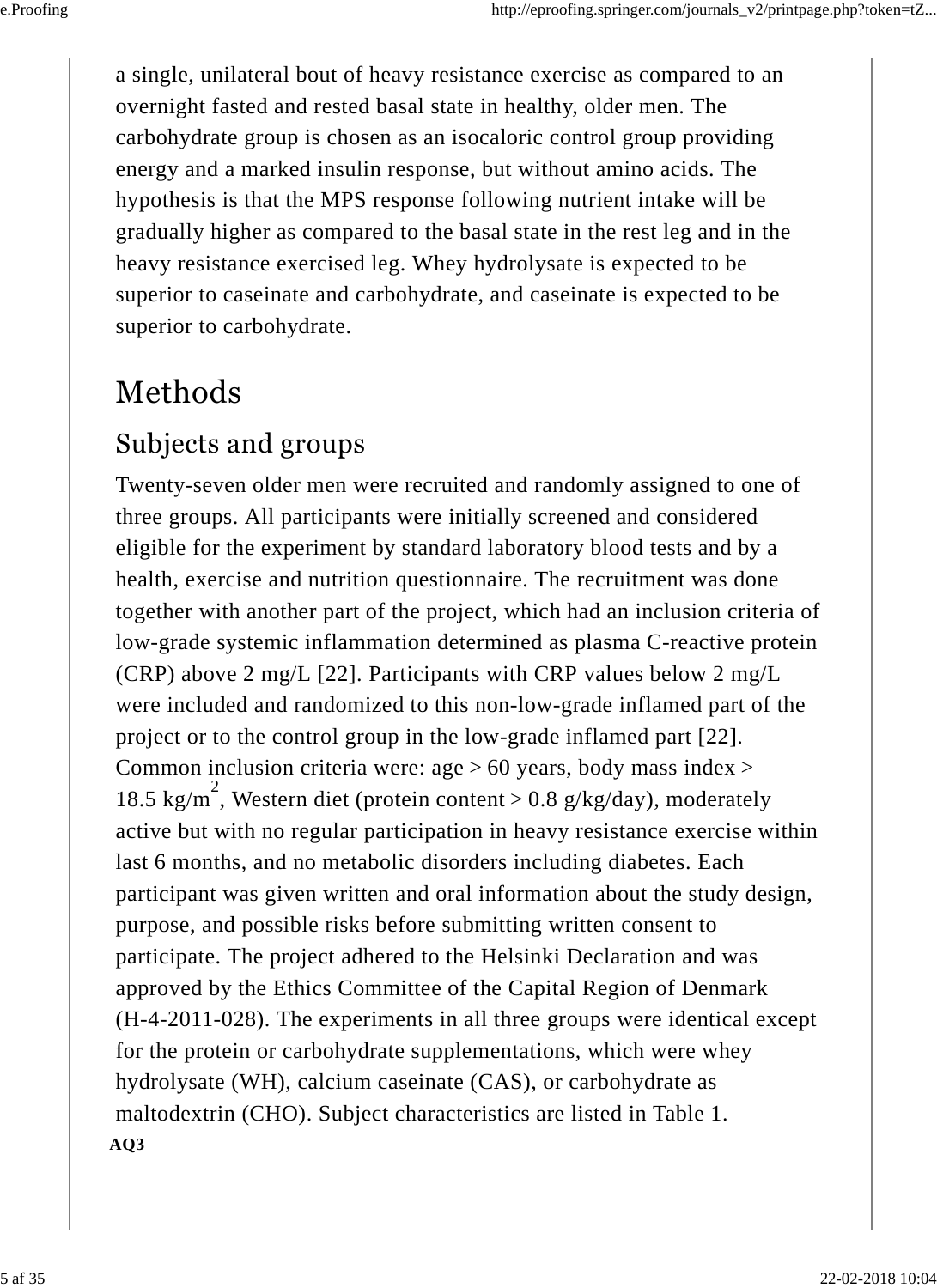a single, unilateral bout of heavy resistance exercise as compared to an overnight fasted and rested basal state in healthy, older men. The carbohydrate group is chosen as an isocaloric control group providing energy and a marked insulin response, but without amino acids. The hypothesis is that the MPS response following nutrient intake will be gradually higher as compared to the basal state in the rest leg and in the heavy resistance exercised leg. Whey hydrolysate is expected to be superior to caseinate and carbohydrate, and caseinate is expected to be superior to carbohydrate.

# Methods

## Subjects and groups

Twenty-seven older men were recruited and randomly assigned to one of three groups. All participants were initially screened and considered eligible for the experiment by standard laboratory blood tests and by a health, exercise and nutrition questionnaire. The recruitment was done together with another part of the project, which had an inclusion criteria of low-grade systemic inflammation determined as plasma C-reactive protein (CRP) above 2 mg/L [22]. Participants with CRP values below 2 mg/L were included and randomized to this non-low-grade inflamed part of the project or to the control group in the low-grade inflamed part [22]. Common inclusion criteria were: age > 60 years, body mass index > 18.5 kg/m$^2$, Western diet (protein content > 0.8 g/kg/day), moderately active but with no regular participation in heavy resistance exercise within last 6 months, and no metabolic disorders including diabetes. Each participant was given written and oral information about the study design, purpose, and possible risks before submitting written consent to participate. The project adhered to the Helsinki Declaration and was approved by the Ethics Committee of the Capital Region of Denmark (H-4-2011-028). The experiments in all three groups were identical except for the protein or carbohydrate supplementations, which were whey hydrolysate (WH), calcium caseinate (CAS), or carbohydrate as maltodextrin (CHO). Subject characteristics are listed in Table 1.

**AQ3**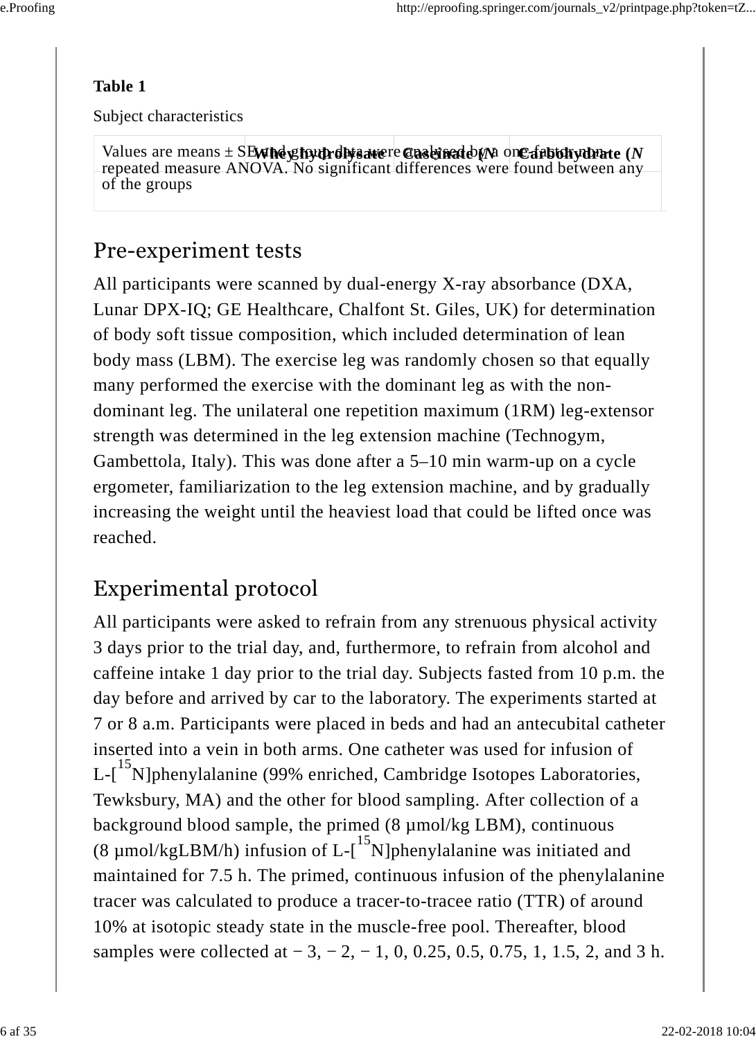**Table 1**

Subject characteristics

| | Whey hydrolysate | Caseinate (N | Carbohydrate (N |
|---|---|---|---|
| Values are means ± SE and group data were analysed by a one-factor non-repeated measure ANOVA. No significant differences were found between any of the groups | | | |

## Pre-experiment tests

All participants were scanned by dual-energy X-ray absorbance (DXA, Lunar DPX-IQ; GE Healthcare, Chalfont St. Giles, UK) for determination of body soft tissue composition, which included determination of lean body mass (LBM). The exercise leg was randomly chosen so that equally many performed the exercise with the dominant leg as with the non-dominant leg. The unilateral one repetition maximum (1RM) leg-extensor strength was determined in the leg extension machine (Technogym, Gambettola, Italy). This was done after a 5–10 min warm-up on a cycle ergometer, familiarization to the leg extension machine, and by gradually increasing the weight until the heaviest load that could be lifted once was reached.

## Experimental protocol

All participants were asked to refrain from any strenuous physical activity 3 days prior to the trial day, and, furthermore, to refrain from alcohol and caffeine intake 1 day prior to the trial day. Subjects fasted from 10 p.m. the day before and arrived by car to the laboratory. The experiments started at 7 or 8 a.m. Participants were placed in beds and had an antecubital catheter inserted into a vein in both arms. One catheter was used for infusion of L-[$^{15}$N]phenylalanine (99% enriched, Cambridge Isotopes Laboratories, Tewksbury, MA) and the other for blood sampling. After collection of a background blood sample, the primed (8 µmol/kg LBM), continuous (8 µmol/kgLBM/h) infusion of L-[$^{15}$N]phenylalanine was initiated and maintained for 7.5 h. The primed, continuous infusion of the phenylalanine tracer was calculated to produce a tracer-to-tracee ratio (TTR) of around 10% at isotopic steady state in the muscle-free pool. Thereafter, blood samples were collected at − 3, − 2, − 1, 0, 0.25, 0.5, 0.75, 1, 1.5, 2, and 3 h.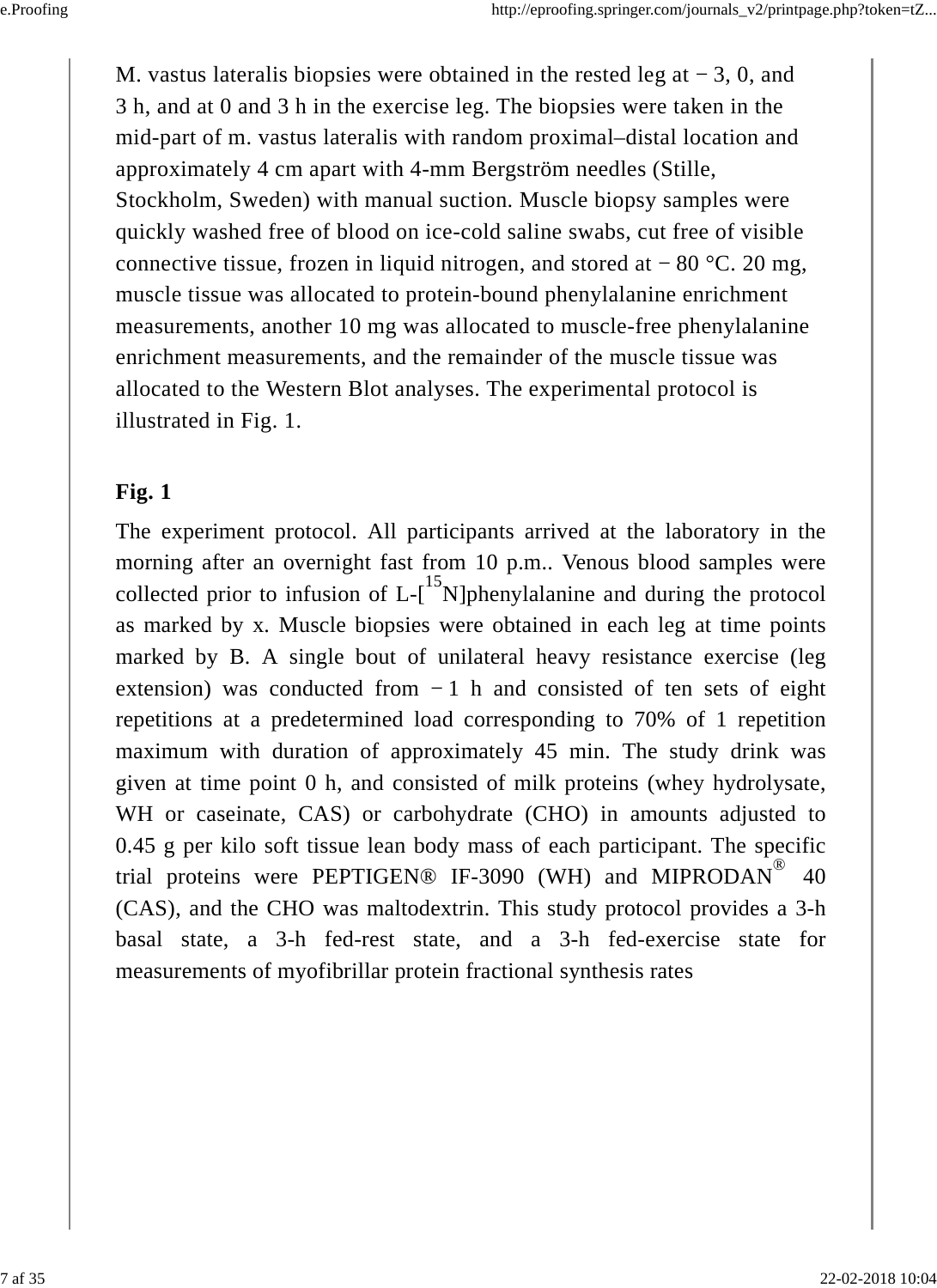M. vastus lateralis biopsies were obtained in the rested leg at − 3, 0, and 3 h, and at 0 and 3 h in the exercise leg. The biopsies were taken in the mid-part of m. vastus lateralis with random proximal–distal location and approximately 4 cm apart with 4-mm Bergström needles (Stille, Stockholm, Sweden) with manual suction. Muscle biopsy samples were quickly washed free of blood on ice-cold saline swabs, cut free of visible connective tissue, frozen in liquid nitrogen, and stored at − 80 °C. 20 mg, muscle tissue was allocated to protein-bound phenylalanine enrichment measurements, another 10 mg was allocated to muscle-free phenylalanine enrichment measurements, and the remainder of the muscle tissue was allocated to the Western Blot analyses. The experimental protocol is illustrated in Fig. 1.

**Fig. 1**

The experiment protocol. All participants arrived at the laboratory in the morning after an overnight fast from 10 p.m.. Venous blood samples were collected prior to infusion of L-[$^{15}$N]phenylalanine and during the protocol as marked by x. Muscle biopsies were obtained in each leg at time points marked by B. A single bout of unilateral heavy resistance exercise (leg extension) was conducted from − 1 h and consisted of ten sets of eight repetitions at a predetermined load corresponding to 70% of 1 repetition maximum with duration of approximately 45 min. The study drink was given at time point 0 h, and consisted of milk proteins (whey hydrolysate, WH or caseinate, CAS) or carbohydrate (CHO) in amounts adjusted to 0.45 g per kilo soft tissue lean body mass of each participant. The specific trial proteins were PEPTIGEN® IF-3090 (WH) and MIPRODAN® 40 (CAS), and the CHO was maltodextrin. This study protocol provides a 3-h basal state, a 3-h fed-rest state, and a 3-h fed-exercise state for measurements of myofibrillar protein fractional synthesis rates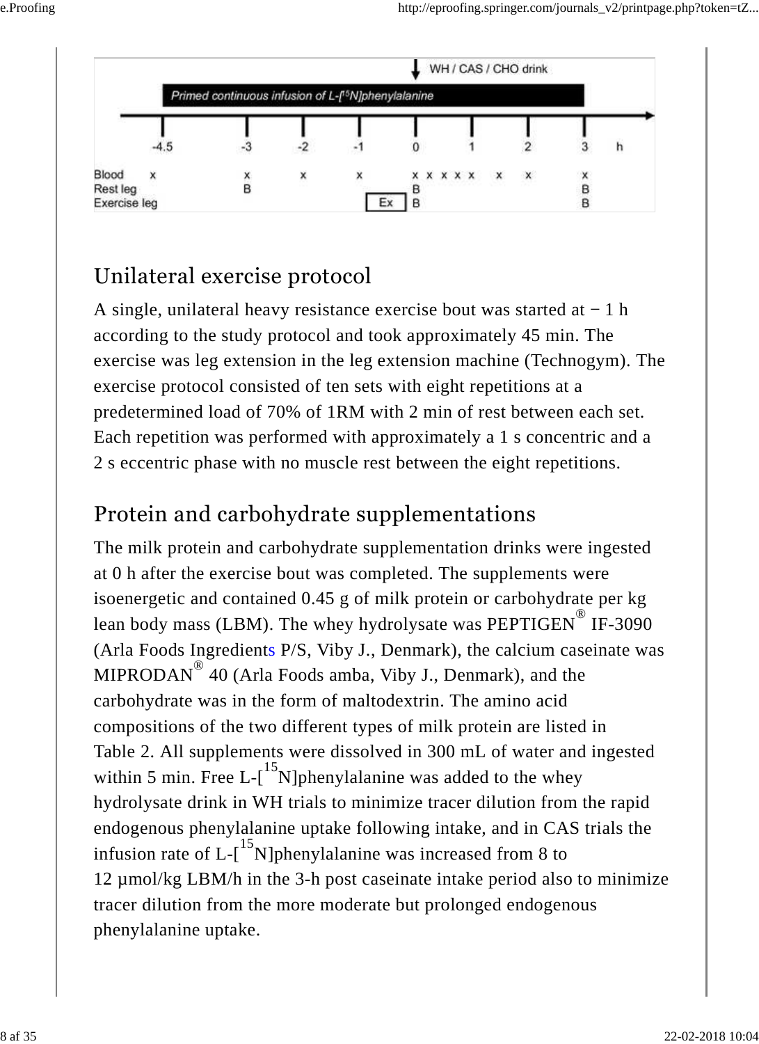## Unilateral exercise protocol

A single, unilateral heavy resistance exercise bout was started at − 1 h according to the study protocol and took approximately 45 min. The exercise was leg extension in the leg extension machine (Technogym). The exercise protocol consisted of ten sets with eight repetitions at a predetermined load of 70% of 1RM with 2 min of rest between each set. Each repetition was performed with approximately a 1 s concentric and a 2 s eccentric phase with no muscle rest between the eight repetitions.

## Protein and carbohydrate supplementations

The milk protein and carbohydrate supplementation drinks were ingested at 0 h after the exercise bout was completed. The supplements were isoenergetic and contained 0.45 g of milk protein or carbohydrate per kg lean body mass (LBM). The whey hydrolysate was PEPTIGEN® IF-3090 (Arla Foods Ingredients P/S, Viby J., Denmark), the calcium caseinate was MIPRODAN® 40 (Arla Foods amba, Viby J., Denmark), and the carbohydrate was in the form of maltodextrin. The amino acid compositions of the two different types of milk protein are listed in Table 2. All supplements were dissolved in 300 mL of water and ingested within 5 min. Free L-[$^{15}$N]phenylalanine was added to the whey hydrolysate drink in WH trials to minimize tracer dilution from the rapid endogenous phenylalanine uptake following intake, and in CAS trials the infusion rate of L-[$^{15}$N]phenylalanine was increased from 8 to 12 µmol/kg LBM/h in the 3-h post caseinate intake period also to minimize tracer dilution from the more moderate but prolonged endogenous phenylalanine uptake.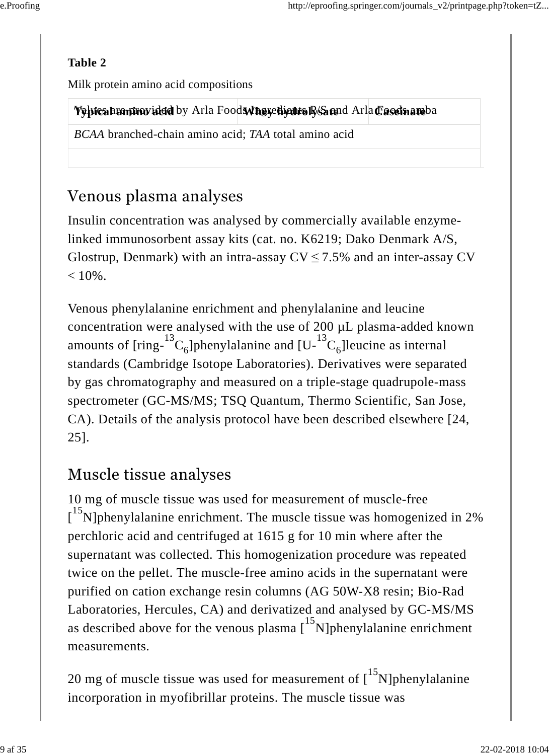**Table 2**

Milk protein amino acid compositions

| Typical amino acid | Whey hydrolysate | Caseinate |
|---|---|---|
| Values are provided by Arla Foods Ingredients P/S and Arla Foods amba | | |
| *BCAA* branched-chain amino acid; *TAA* total amino acid | | |
| | | |

## Venous plasma analyses

Insulin concentration was analysed by commercially available enzyme-linked immunosorbent assay kits (cat. no. K6219; Dako Denmark A/S, Glostrup, Denmark) with an intra-assay CV ≤ 7.5% and an inter-assay CV < 10%.

Venous phenylalanine enrichment and phenylalanine and leucine concentration were analysed with the use of 200 µL plasma-added known amounts of [ring-$^{13}C_6$]phenylalanine and [U-$^{13}C_6$]leucine as internal standards (Cambridge Isotope Laboratories). Derivatives were separated by gas chromatography and measured on a triple-stage quadrupole-mass spectrometer (GC-MS/MS; TSQ Quantum, Thermo Scientific, San Jose, CA). Details of the analysis protocol have been described elsewhere [24, 25].

## Muscle tissue analyses

10 mg of muscle tissue was used for measurement of muscle-free [$^{15}N$]phenylalanine enrichment. The muscle tissue was homogenized in 2% perchloric acid and centrifuged at 1615 g for 10 min where after the supernatant was collected. This homogenization procedure was repeated twice on the pellet. The muscle-free amino acids in the supernatant were purified on cation exchange resin columns (AG 50W-X8 resin; Bio-Rad Laboratories, Hercules, CA) and derivatized and analysed by GC-MS/MS as described above for the venous plasma [$^{15}N$]phenylalanine enrichment measurements.

20 mg of muscle tissue was used for measurement of [$^{15}N$]phenylalanine incorporation in myofibrillar proteins. The muscle tissue was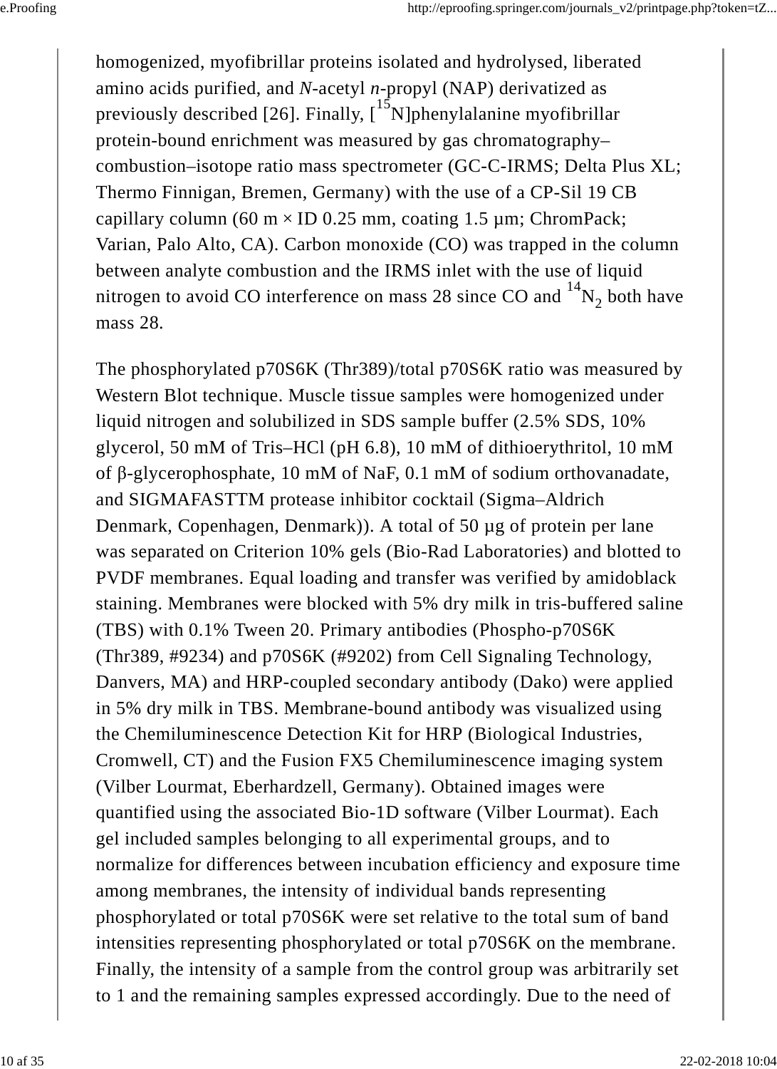homogenized, myofibrillar proteins isolated and hydrolysed, liberated amino acids purified, and *N*-acetyl *n*-propyl (NAP) derivatized as previously described [26]. Finally, [$^{15}$N]phenylalanine myofibrillar protein-bound enrichment was measured by gas chromatography–combustion–isotope ratio mass spectrometer (GC-C-IRMS; Delta Plus XL; Thermo Finnigan, Bremen, Germany) with the use of a CP-Sil 19 CB capillary column (60 m × ID 0.25 mm, coating 1.5 µm; ChromPack; Varian, Palo Alto, CA). Carbon monoxide (CO) was trapped in the column between analyte combustion and the IRMS inlet with the use of liquid nitrogen to avoid CO interference on mass 28 since CO and $^{14}N_2$ both have mass 28.

The phosphorylated p70S6K (Thr389)/total p70S6K ratio was measured by Western Blot technique. Muscle tissue samples were homogenized under liquid nitrogen and solubilized in SDS sample buffer (2.5% SDS, 10% glycerol, 50 mM of Tris–HCl (pH 6.8), 10 mM of dithioerythritol, 10 mM of β-glycerophosphate, 10 mM of NaF, 0.1 mM of sodium orthovanadate, and SIGMAFASTTM protease inhibitor cocktail (Sigma–Aldrich Denmark, Copenhagen, Denmark)). A total of 50 µg of protein per lane was separated on Criterion 10% gels (Bio-Rad Laboratories) and blotted to PVDF membranes. Equal loading and transfer was verified by amidoblack staining. Membranes were blocked with 5% dry milk in tris-buffered saline (TBS) with 0.1% Tween 20. Primary antibodies (Phospho-p70S6K (Thr389, #9234) and p70S6K (#9202) from Cell Signaling Technology, Danvers, MA) and HRP-coupled secondary antibody (Dako) were applied in 5% dry milk in TBS. Membrane-bound antibody was visualized using the Chemiluminescence Detection Kit for HRP (Biological Industries, Cromwell, CT) and the Fusion FX5 Chemiluminescence imaging system (Vilber Lourmat, Eberhardzell, Germany). Obtained images were quantified using the associated Bio-1D software (Vilber Lourmat). Each gel included samples belonging to all experimental groups, and to normalize for differences between incubation efficiency and exposure time among membranes, the intensity of individual bands representing phosphorylated or total p70S6K were set relative to the total sum of band intensities representing phosphorylated or total p70S6K on the membrane. Finally, the intensity of a sample from the control group was arbitrarily set to 1 and the remaining samples expressed accordingly. Due to the need of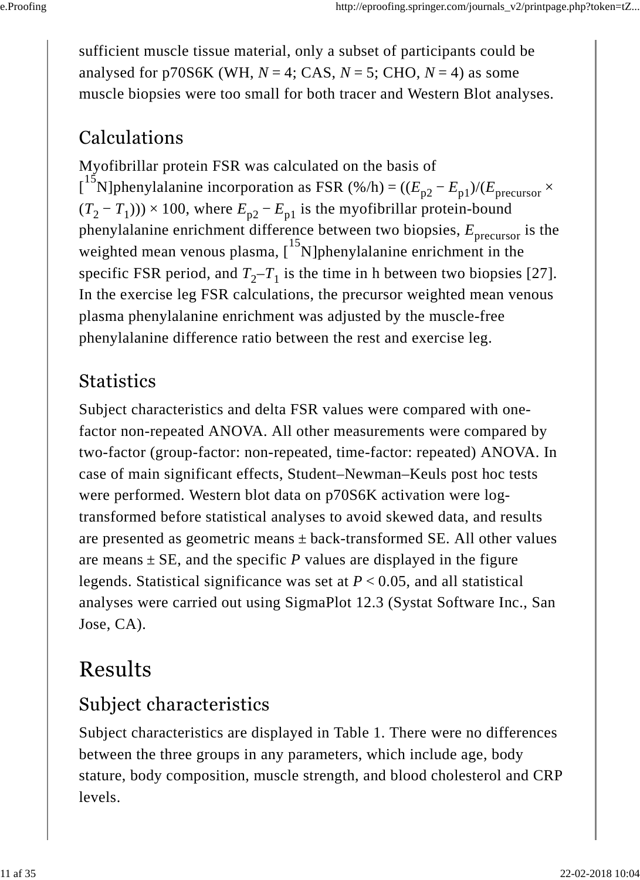sufficient muscle tissue material, only a subset of participants could be analysed for p70S6K (WH, $N = 4$; CAS, $N = 5$; CHO, $N = 4$) as some muscle biopsies were too small for both tracer and Western Blot analyses.

## Calculations

Myofibrillar protein FSR was calculated on the basis of [$^{15}$N]phenylalanine incorporation as FSR (%/h) = $((E_{p2} - E_{p1})/(E_{precursor} \times (T_2 - T_1))) \times 100$, where $E_{p2} - E_{p1}$ is the myofibrillar protein-bound phenylalanine enrichment difference between two biopsies, $E_{precursor}$ is the weighted mean venous plasma, [$^{15}$N]phenylalanine enrichment in the specific FSR period, and $T_2$–$T_1$ is the time in h between two biopsies [27]. In the exercise leg FSR calculations, the precursor weighted mean venous plasma phenylalanine enrichment was adjusted by the muscle-free phenylalanine difference ratio between the rest and exercise leg.

## Statistics

Subject characteristics and delta FSR values were compared with one-factor non-repeated ANOVA. All other measurements were compared by two-factor (group-factor: non-repeated, time-factor: repeated) ANOVA. In case of main significant effects, Student–Newman–Keuls post hoc tests were performed. Western blot data on p70S6K activation were log-transformed before statistical analyses to avoid skewed data, and results are presented as geometric means ± back-transformed SE. All other values are means ± SE, and the specific $P$ values are displayed in the figure legends. Statistical significance was set at $P < 0.05$, and all statistical analyses were carried out using SigmaPlot 12.3 (Systat Software Inc., San Jose, CA).

# Results

## Subject characteristics

Subject characteristics are displayed in Table 1. There were no differences between the three groups in any parameters, which include age, body stature, body composition, muscle strength, and blood cholesterol and CRP levels.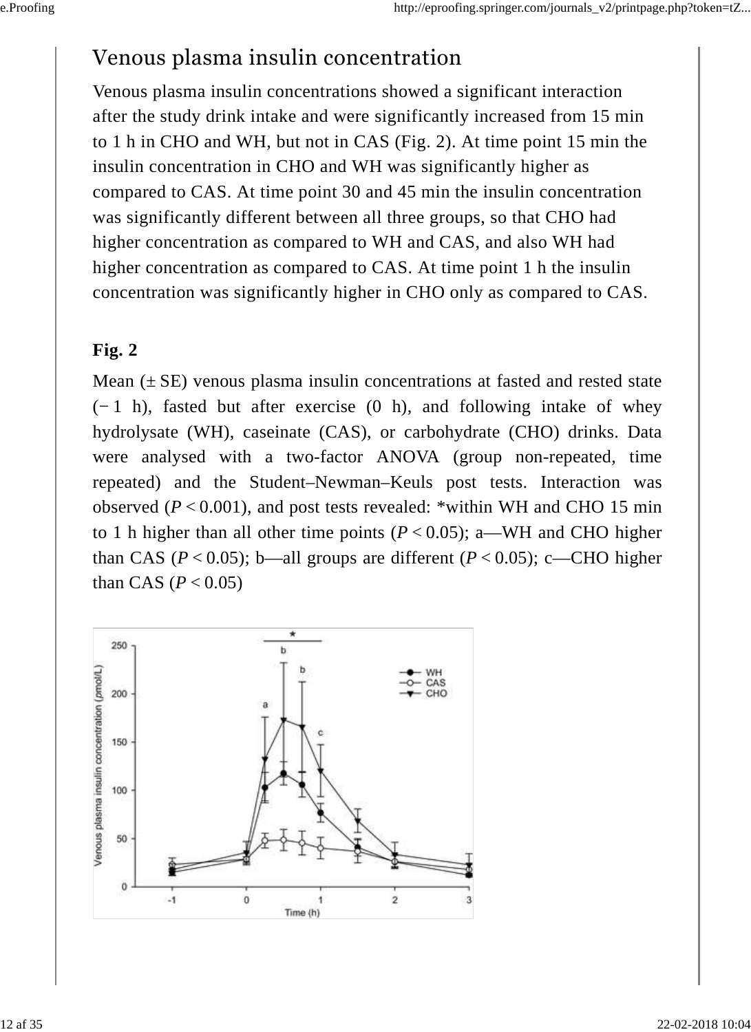## Venous plasma insulin concentration

Venous plasma insulin concentrations showed a significant interaction after the study drink intake and were significantly increased from 15 min to 1 h in CHO and WH, but not in CAS (Fig. 2). At time point 15 min the insulin concentration in CHO and WH was significantly higher as compared to CAS. At time point 30 and 45 min the insulin concentration was significantly different between all three groups, so that CHO had higher concentration as compared to WH and CAS, and also WH had higher concentration as compared to CAS. At time point 1 h the insulin concentration was significantly higher in CHO only as compared to CAS.

**Fig. 2**

Mean (± SE) venous plasma insulin concentrations at fasted and rested state (− 1 h), fasted but after exercise (0 h), and following intake of whey hydrolysate (WH), caseinate (CAS), or carbohydrate (CHO) drinks. Data were analysed with a two-factor ANOVA (group non-repeated, time repeated) and the Student–Newman–Keuls post tests. Interaction was observed ($P < 0.001$), and post tests revealed: *within WH and CHO 15 min to 1 h higher than all other time points ($P < 0.05$); a—WH and CHO higher than CAS ($P < 0.05$); b—all groups are different ($P < 0.05$); c—CHO higher than CAS ($P < 0.05$)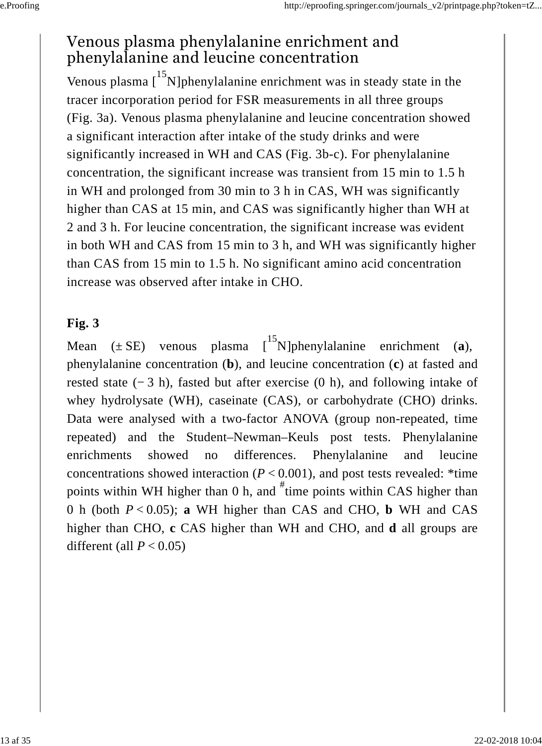## Venous plasma phenylalanine enrichment and phenylalanine and leucine concentration

Venous plasma [$^{15}$N]phenylalanine enrichment was in steady state in the tracer incorporation period for FSR measurements in all three groups (Fig. 3a). Venous plasma phenylalanine and leucine concentration showed a significant interaction after intake of the study drinks and were significantly increased in WH and CAS (Fig. 3b-c). For phenylalanine concentration, the significant increase was transient from 15 min to 1.5 h in WH and prolonged from 30 min to 3 h in CAS, WH was significantly higher than CAS at 15 min, and CAS was significantly higher than WH at 2 and 3 h. For leucine concentration, the significant increase was evident in both WH and CAS from 15 min to 3 h, and WH was significantly higher than CAS from 15 min to 1.5 h. No significant amino acid concentration increase was observed after intake in CHO.

**Fig. 3**

Mean (± SE) venous plasma [$^{15}$N]phenylalanine enrichment (**a**), phenylalanine concentration (**b**), and leucine concentration (**c**) at fasted and rested state (− 3 h), fasted but after exercise (0 h), and following intake of whey hydrolysate (WH), caseinate (CAS), or carbohydrate (CHO) drinks. Data were analysed with a two-factor ANOVA (group non-repeated, time repeated) and the Student–Newman–Keuls post tests. Phenylalanine enrichments showed no differences. Phenylalanine and leucine concentrations showed interaction ($P < 0.001$), and post tests revealed: *time points within WH higher than 0 h, and $^{\#}$time points within CAS higher than 0 h (both $P < 0.05$); **a** WH higher than CAS and CHO, **b** WH and CAS higher than CHO, **c** CAS higher than WH and CHO, and **d** all groups are different (all $P < 0.05$)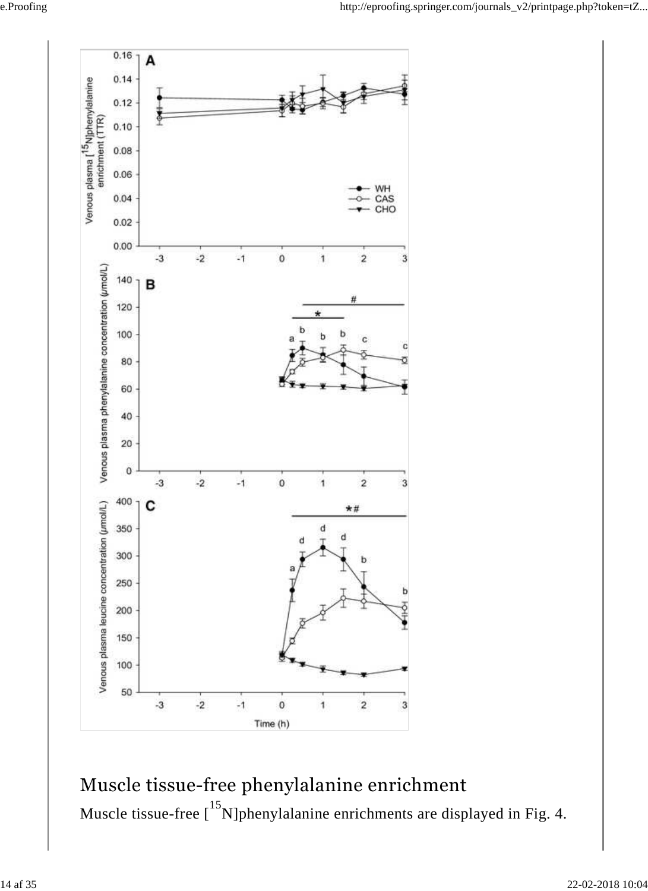## Muscle tissue-free phenylalanine enrichment

Muscle tissue-free [[15]N]phenylalanine enrichments are displayed in Fig. 4.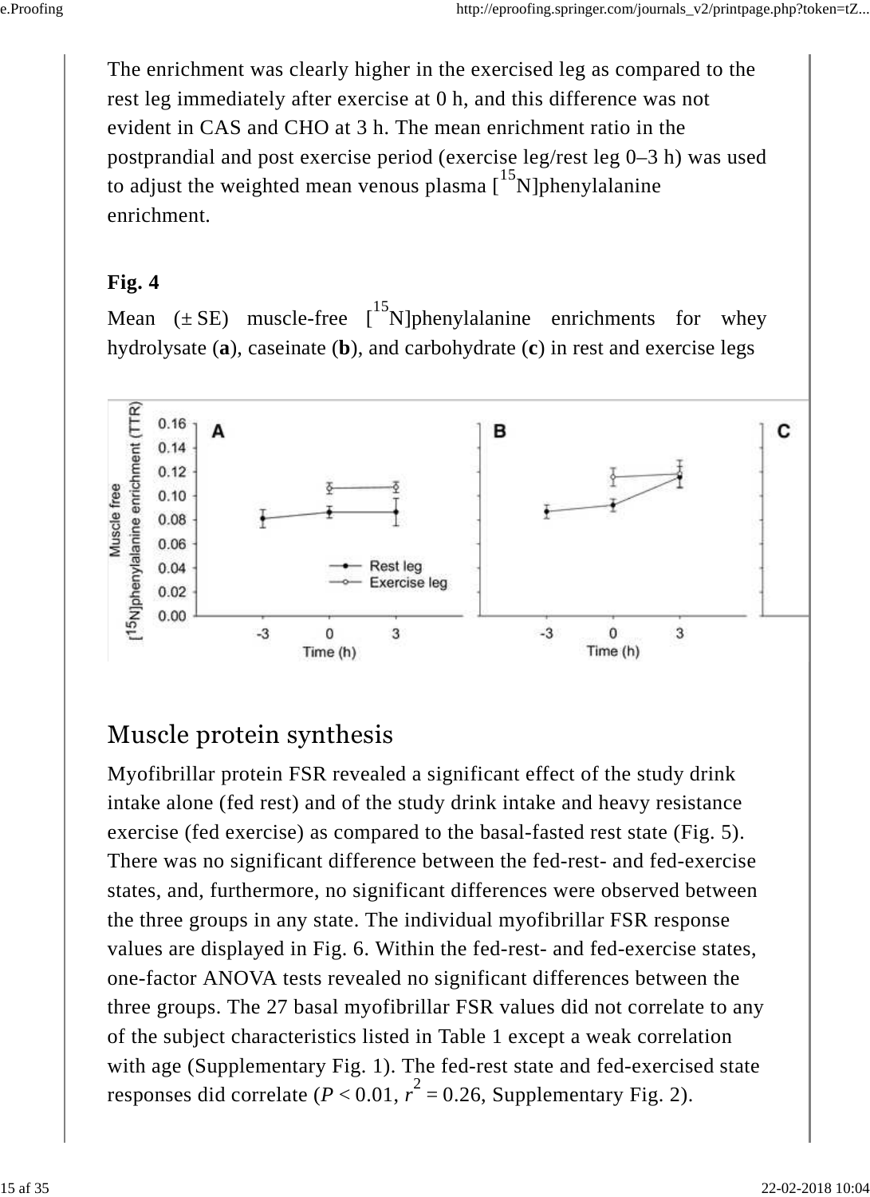The enrichment was clearly higher in the exercised leg as compared to the rest leg immediately after exercise at 0 h, and this difference was not evident in CAS and CHO at 3 h. The mean enrichment ratio in the postprandial and post exercise period (exercise leg/rest leg 0–3 h) was used to adjust the weighted mean venous plasma [$^{15}$N]phenylalanine enrichment.

**Fig. 4**

Mean (± SE) muscle-free [$^{15}$N]phenylalanine enrichments for whey hydrolysate (**a**), caseinate (**b**), and carbohydrate (**c**) in rest and exercise legs

## Muscle protein synthesis

Myofibrillar protein FSR revealed a significant effect of the study drink intake alone (fed rest) and of the study drink intake and heavy resistance exercise (fed exercise) as compared to the basal-fasted rest state (Fig. 5). There was no significant difference between the fed-rest- and fed-exercise states, and, furthermore, no significant differences were observed between the three groups in any state. The individual myofibrillar FSR response values are displayed in Fig. 6. Within the fed-rest- and fed-exercise states, one-factor ANOVA tests revealed no significant differences between the three groups. The 27 basal myofibrillar FSR values did not correlate to any of the subject characteristics listed in Table 1 except a weak correlation with age (Supplementary Fig. 1). The fed-rest state and fed-exercised state responses did correlate ($P < 0.01$, $r^2 = 0.26$, Supplementary Fig. 2).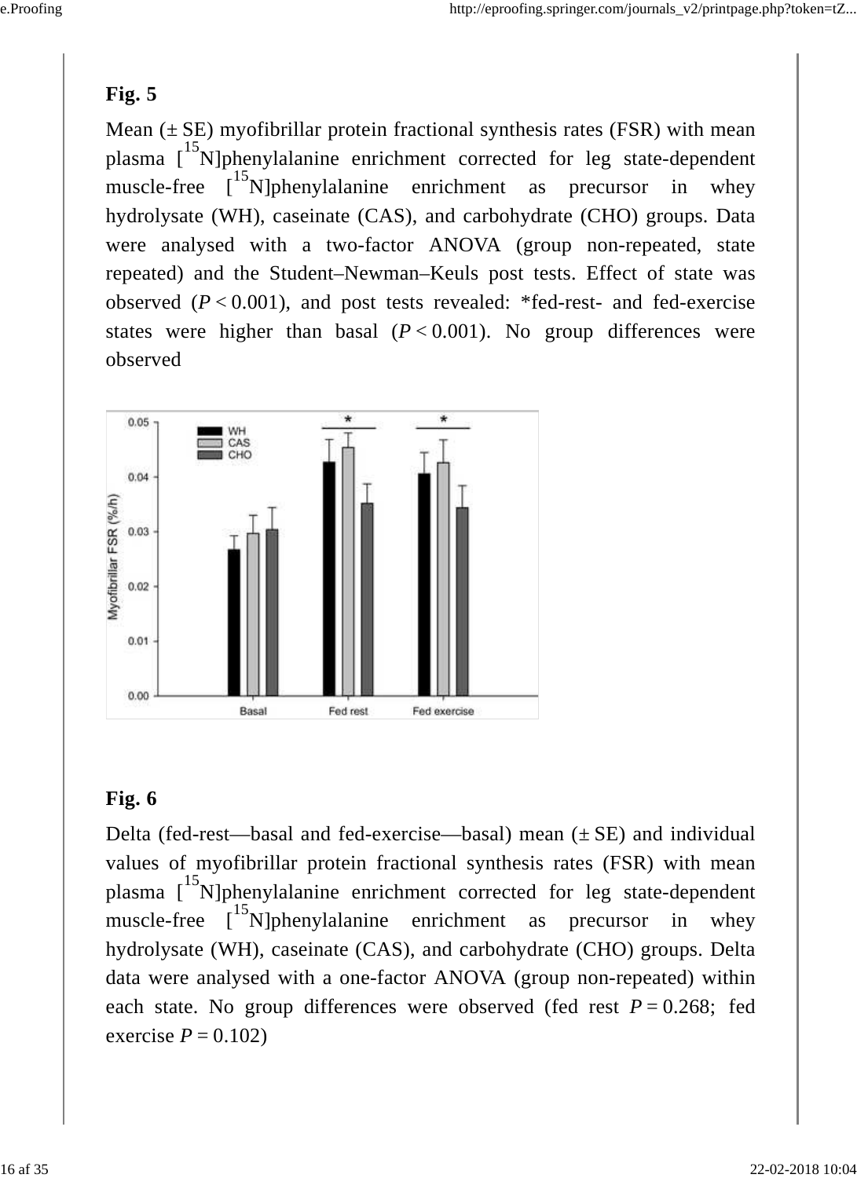## Fig. 5

Mean (± SE) myofibrillar protein fractional synthesis rates (FSR) with mean plasma [$^{15}$N]phenylalanine enrichment corrected for leg state-dependent muscle-free [$^{15}$N]phenylalanine enrichment as precursor in whey hydrolysate (WH), caseinate (CAS), and carbohydrate (CHO) groups. Data were analysed with a two-factor ANOVA (group non-repeated, state repeated) and the Student–Newman–Keuls post tests. Effect of state was observed ($P < 0.001$), and post tests revealed: *fed-rest- and fed-exercise states were higher than basal ($P < 0.001$). No group differences were observed

## Fig. 6

Delta (fed-rest—basal and fed-exercise—basal) mean (± SE) and individual values of myofibrillar protein fractional synthesis rates (FSR) with mean plasma [$^{15}$N]phenylalanine enrichment corrected for leg state-dependent muscle-free [$^{15}$N]phenylalanine enrichment as precursor in whey hydrolysate (WH), caseinate (CAS), and carbohydrate (CHO) groups. Delta data were analysed with a one-factor ANOVA (group non-repeated) within each state. No group differences were observed (fed rest $P = 0.268$; fed exercise $P = 0.102$)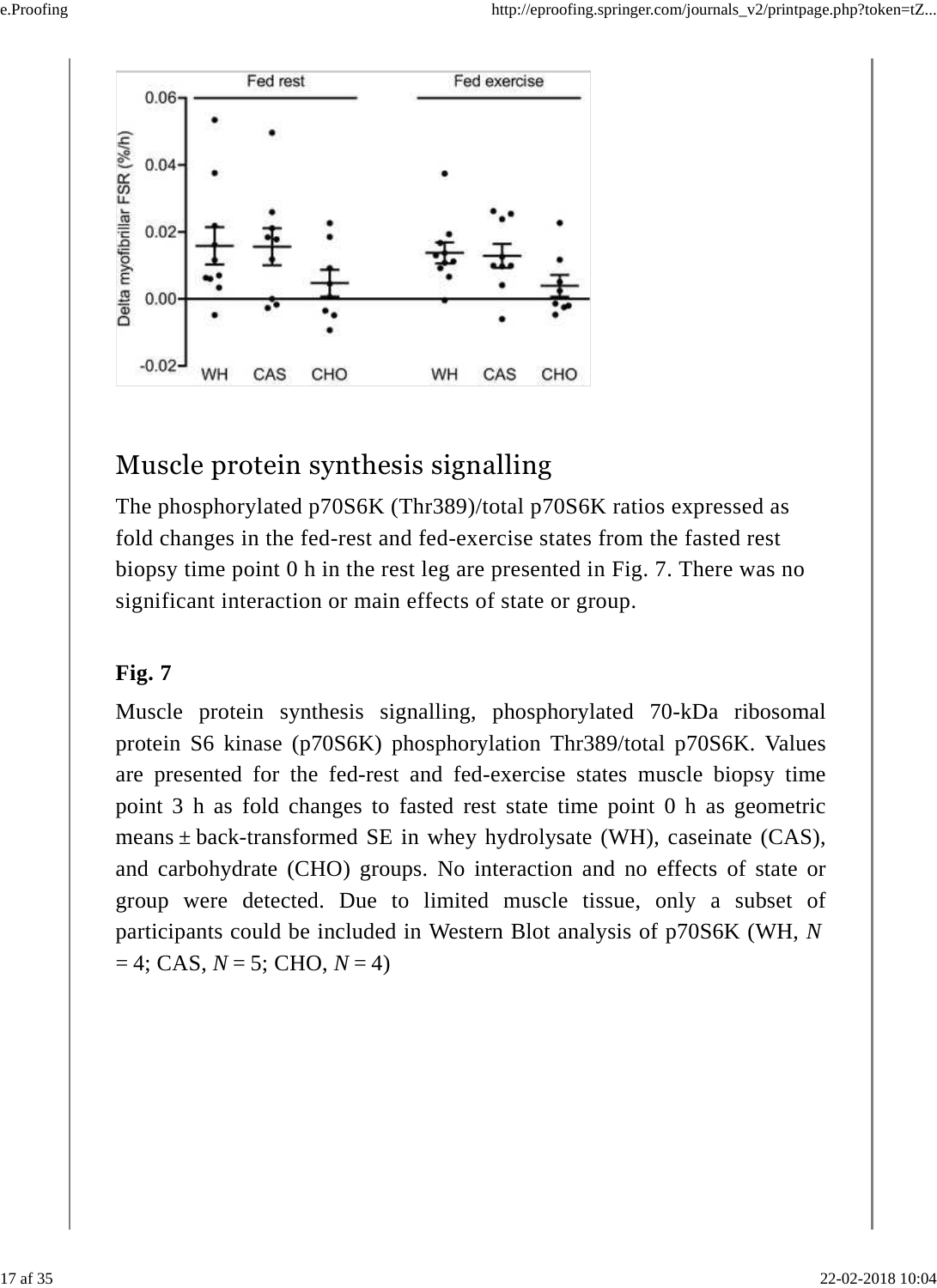## Muscle protein synthesis signalling

The phosphorylated p70S6K (Thr389)/total p70S6K ratios expressed as fold changes in the fed-rest and fed-exercise states from the fasted rest biopsy time point 0 h in the rest leg are presented in Fig. 7. There was no significant interaction or main effects of state or group.

**Fig. 7**

Muscle protein synthesis signalling, phosphorylated 70-kDa ribosomal protein S6 kinase (p70S6K) phosphorylation Thr389/total p70S6K. Values are presented for the fed-rest and fed-exercise states muscle biopsy time point 3 h as fold changes to fasted rest state time point 0 h as geometric means ± back-transformed SE in whey hydrolysate (WH), caseinate (CAS), and carbohydrate (CHO) groups. No interaction and no effects of state or group were detected. Due to limited muscle tissue, only a subset of participants could be included in Western Blot analysis of p70S6K (WH, *N* = 4; CAS, *N* = 5; CHO, *N* = 4)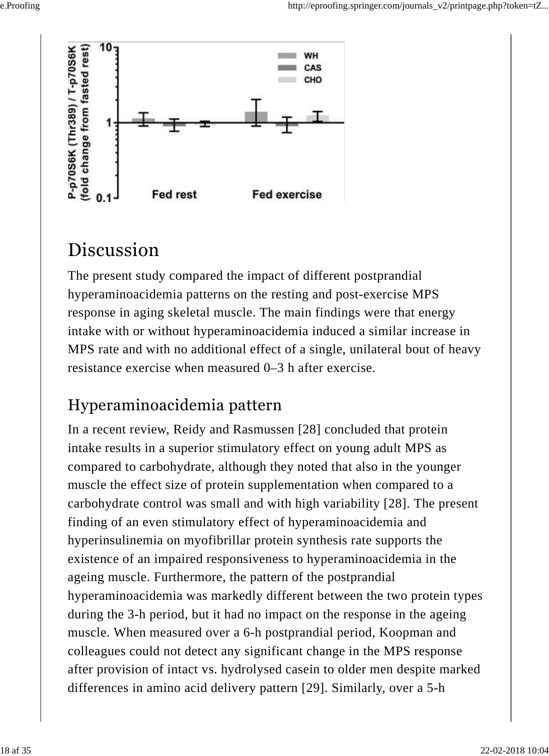## Discussion

The present study compared the impact of different postprandial hyperaminoacidemia patterns on the resting and post-exercise MPS response in aging skeletal muscle. The main findings were that energy intake with or without hyperaminoacidemia induced a similar increase in MPS rate and with no additional effect of a single, unilateral bout of heavy resistance exercise when measured 0–3 h after exercise.

### Hyperaminoacidemia pattern

In a recent review, Reidy and Rasmussen [28] concluded that protein intake results in a superior stimulatory effect on young adult MPS as compared to carbohydrate, although they noted that also in the younger muscle the effect size of protein supplementation when compared to a carbohydrate control was small and with high variability [28]. The present finding of an even stimulatory effect of hyperaminoacidemia and hyperinsulinemia on myofibrillar protein synthesis rate supports the existence of an impaired responsiveness to hyperaminoacidemia in the ageing muscle. Furthermore, the pattern of the postprandial hyperaminoacidemia was markedly different between the two protein types during the 3-h period, but it had no impact on the response in the ageing muscle. When measured over a 6-h postprandial period, Koopman and colleagues could not detect any significant change in the MPS response after provision of intact vs. hydrolysed casein to older men despite marked differences in amino acid delivery pattern [29]. Similarly, over a 5-h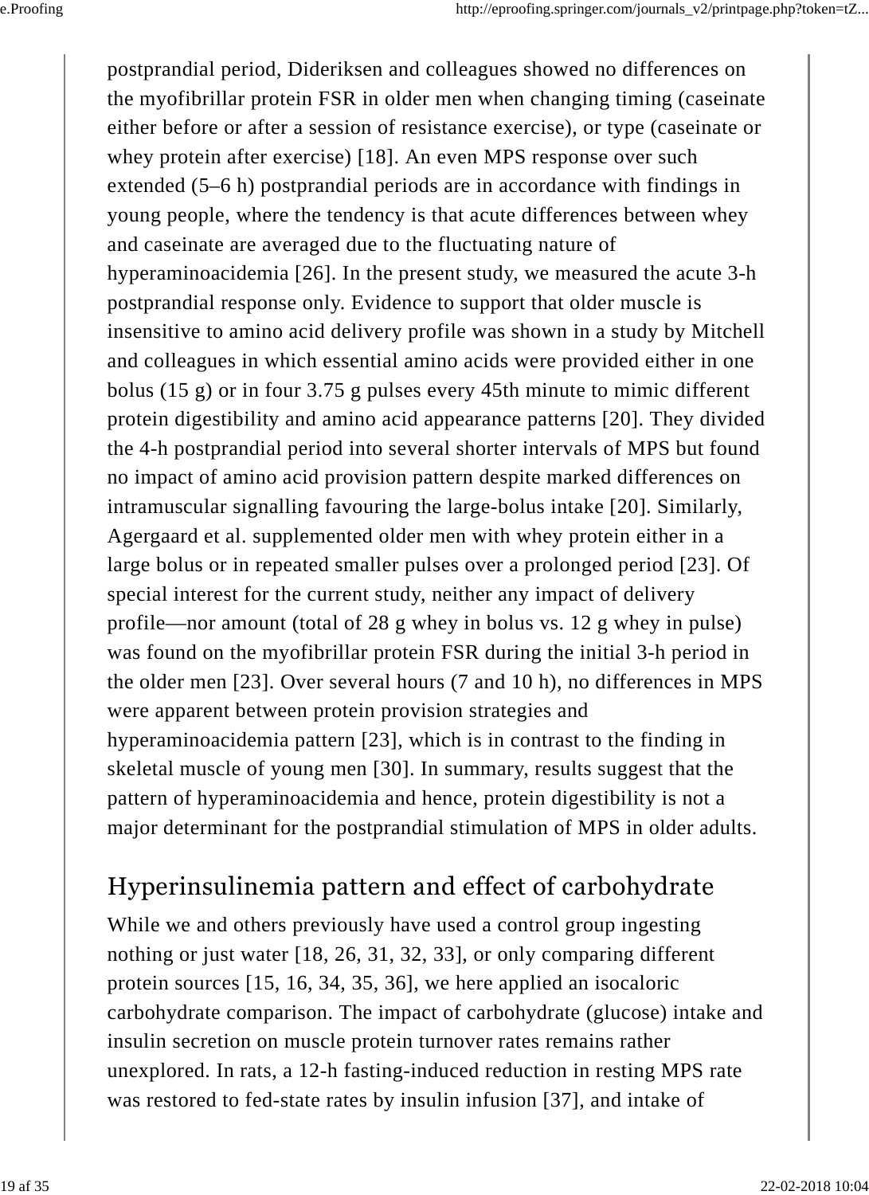postprandial period, Dideriksen and colleagues showed no differences on the myofibrillar protein FSR in older men when changing timing (caseinate either before or after a session of resistance exercise), or type (caseinate or whey protein after exercise) [18]. An even MPS response over such extended (5–6 h) postprandial periods are in accordance with findings in young people, where the tendency is that acute differences between whey and caseinate are averaged due to the fluctuating nature of hyperaminoacidemia [26]. In the present study, we measured the acute 3-h postprandial response only. Evidence to support that older muscle is insensitive to amino acid delivery profile was shown in a study by Mitchell and colleagues in which essential amino acids were provided either in one bolus (15 g) or in four 3.75 g pulses every 45th minute to mimic different protein digestibility and amino acid appearance patterns [20]. They divided the 4-h postprandial period into several shorter intervals of MPS but found no impact of amino acid provision pattern despite marked differences on intramuscular signalling favouring the large-bolus intake [20]. Similarly, Agergaard et al. supplemented older men with whey protein either in a large bolus or in repeated smaller pulses over a prolonged period [23]. Of special interest for the current study, neither any impact of delivery profile—nor amount (total of 28 g whey in bolus vs. 12 g whey in pulse) was found on the myofibrillar protein FSR during the initial 3-h period in the older men [23]. Over several hours (7 and 10 h), no differences in MPS were apparent between protein provision strategies and hyperaminoacidemia pattern [23], which is in contrast to the finding in skeletal muscle of young men [30]. In summary, results suggest that the pattern of hyperaminoacidemia and hence, protein digestibility is not a major determinant for the postprandial stimulation of MPS in older adults.

## Hyperinsulinemia pattern and effect of carbohydrate

While we and others previously have used a control group ingesting nothing or just water [18, 26, 31, 32, 33], or only comparing different protein sources [15, 16, 34, 35, 36], we here applied an isocaloric carbohydrate comparison. The impact of carbohydrate (glucose) intake and insulin secretion on muscle protein turnover rates remains rather unexplored. In rats, a 12-h fasting-induced reduction in resting MPS rate was restored to fed-state rates by insulin infusion [37], and intake of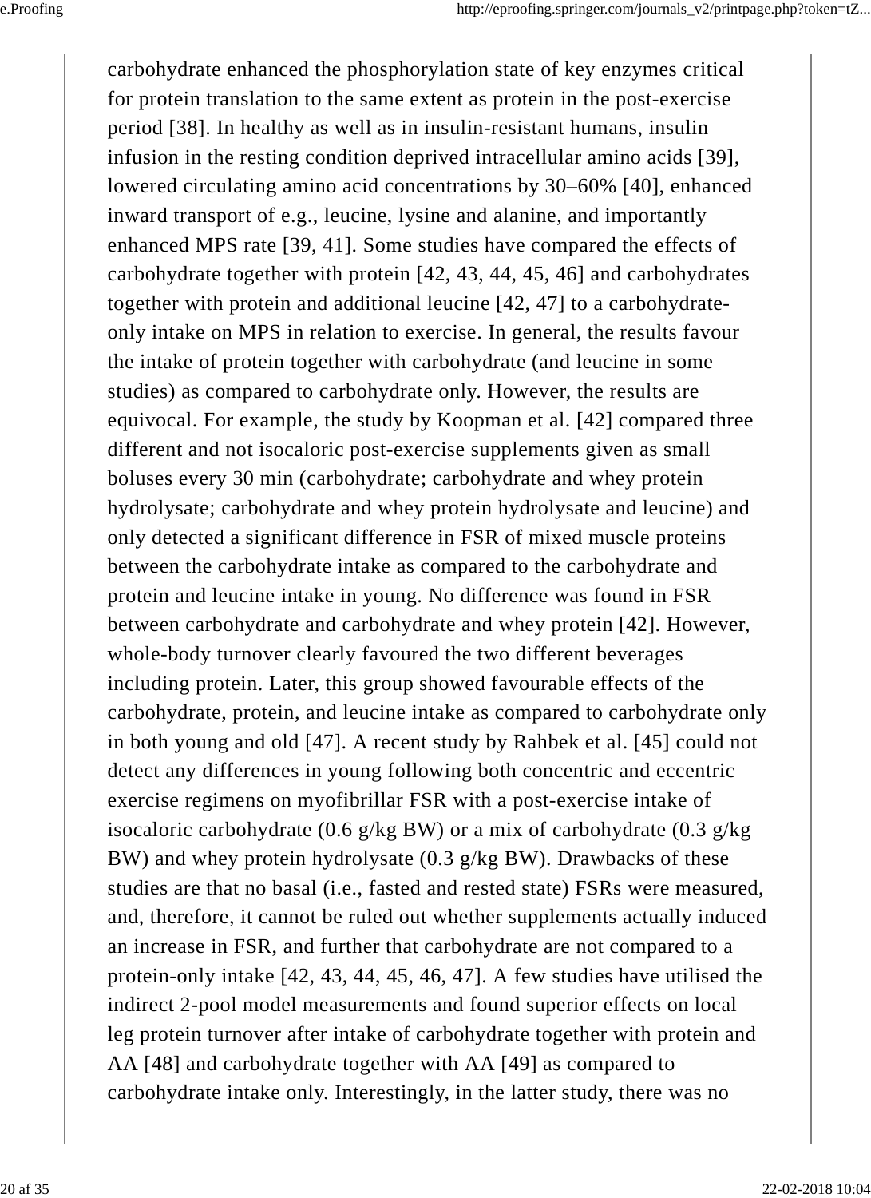carbohydrate enhanced the phosphorylation state of key enzymes critical for protein translation to the same extent as protein in the post-exercise period [38]. In healthy as well as in insulin-resistant humans, insulin infusion in the resting condition deprived intracellular amino acids [39], lowered circulating amino acid concentrations by 30–60% [40], enhanced inward transport of e.g., leucine, lysine and alanine, and importantly enhanced MPS rate [39, 41]. Some studies have compared the effects of carbohydrate together with protein [42, 43, 44, 45, 46] and carbohydrates together with protein and additional leucine [42, 47] to a carbohydrate-only intake on MPS in relation to exercise. In general, the results favour the intake of protein together with carbohydrate (and leucine in some studies) as compared to carbohydrate only. However, the results are equivocal. For example, the study by Koopman et al. [42] compared three different and not isocaloric post-exercise supplements given as small boluses every 30 min (carbohydrate; carbohydrate and whey protein hydrolysate; carbohydrate and whey protein hydrolysate and leucine) and only detected a significant difference in FSR of mixed muscle proteins between the carbohydrate intake as compared to the carbohydrate and protein and leucine intake in young. No difference was found in FSR between carbohydrate and carbohydrate and whey protein [42]. However, whole-body turnover clearly favoured the two different beverages including protein. Later, this group showed favourable effects of the carbohydrate, protein, and leucine intake as compared to carbohydrate only in both young and old [47]. A recent study by Rahbek et al. [45] could not detect any differences in young following both concentric and eccentric exercise regimens on myofibrillar FSR with a post-exercise intake of isocaloric carbohydrate (0.6 g/kg BW) or a mix of carbohydrate (0.3 g/kg BW) and whey protein hydrolysate (0.3 g/kg BW). Drawbacks of these studies are that no basal (i.e., fasted and rested state) FSRs were measured, and, therefore, it cannot be ruled out whether supplements actually induced an increase in FSR, and further that carbohydrate are not compared to a protein-only intake [42, 43, 44, 45, 46, 47]. A few studies have utilised the indirect 2-pool model measurements and found superior effects on local leg protein turnover after intake of carbohydrate together with protein and AA [48] and carbohydrate together with AA [49] as compared to carbohydrate intake only. Interestingly, in the latter study, there was no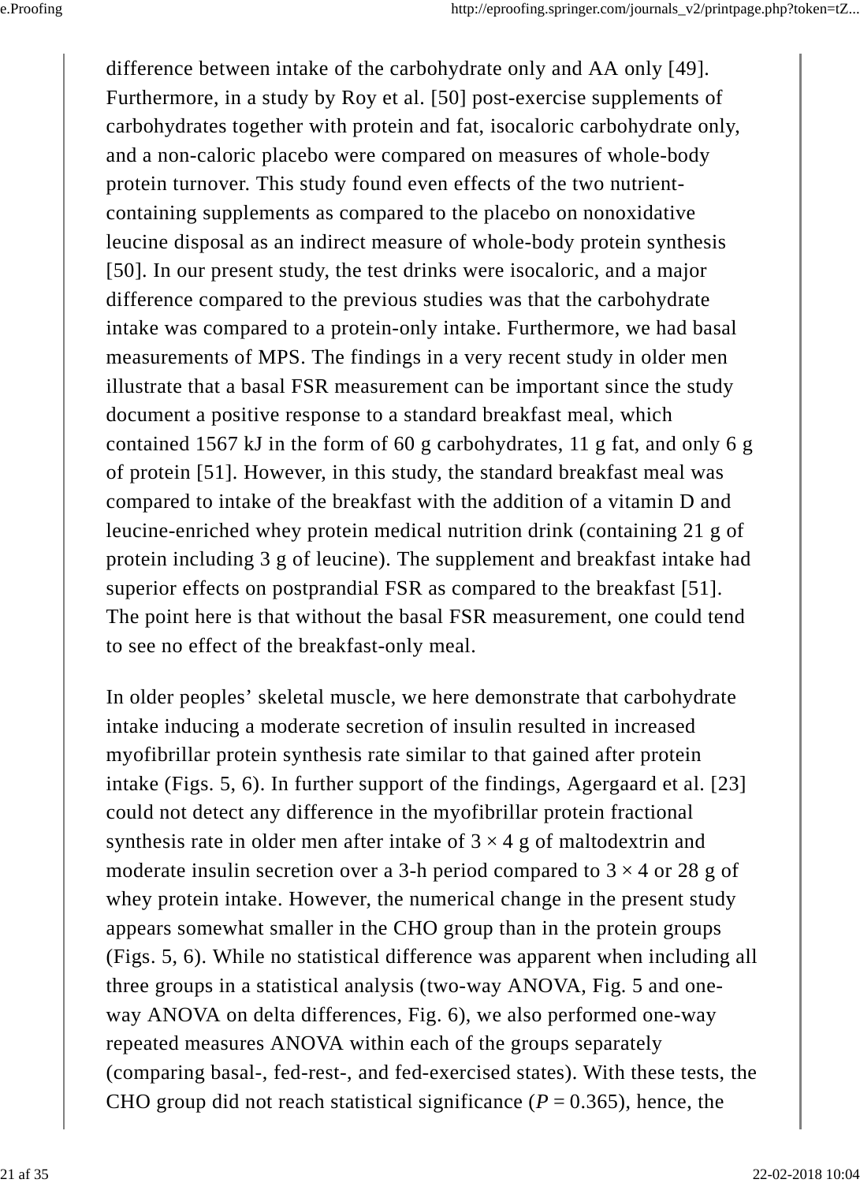difference between intake of the carbohydrate only and AA only [49]. Furthermore, in a study by Roy et al. [50] post-exercise supplements of carbohydrates together with protein and fat, isocaloric carbohydrate only, and a non-caloric placebo were compared on measures of whole-body protein turnover. This study found even effects of the two nutrient-containing supplements as compared to the placebo on nonoxidative leucine disposal as an indirect measure of whole-body protein synthesis [50]. In our present study, the test drinks were isocaloric, and a major difference compared to the previous studies was that the carbohydrate intake was compared to a protein-only intake. Furthermore, we had basal measurements of MPS. The findings in a very recent study in older men illustrate that a basal FSR measurement can be important since the study document a positive response to a standard breakfast meal, which contained 1567 kJ in the form of 60 g carbohydrates, 11 g fat, and only 6 g of protein [51]. However, in this study, the standard breakfast meal was compared to intake of the breakfast with the addition of a vitamin D and leucine-enriched whey protein medical nutrition drink (containing 21 g of protein including 3 g of leucine). The supplement and breakfast intake had superior effects on postprandial FSR as compared to the breakfast [51]. The point here is that without the basal FSR measurement, one could tend to see no effect of the breakfast-only meal.

In older peoples' skeletal muscle, we here demonstrate that carbohydrate intake inducing a moderate secretion of insulin resulted in increased myofibrillar protein synthesis rate similar to that gained after protein intake (Figs. 5, 6). In further support of the findings, Agergaard et al. [23] could not detect any difference in the myofibrillar protein fractional synthesis rate in older men after intake of $3 \times 4$ g of maltodextrin and moderate insulin secretion over a 3-h period compared to $3 \times 4$ or 28 g of whey protein intake. However, the numerical change in the present study appears somewhat smaller in the CHO group than in the protein groups (Figs. 5, 6). While no statistical difference was apparent when including all three groups in a statistical analysis (two-way ANOVA, Fig. 5 and one-way ANOVA on delta differences, Fig. 6), we also performed one-way repeated measures ANOVA within each of the groups separately (comparing basal-, fed-rest-, and fed-exercised states). With these tests, the CHO group did not reach statistical significance ($P = 0.365$), hence, the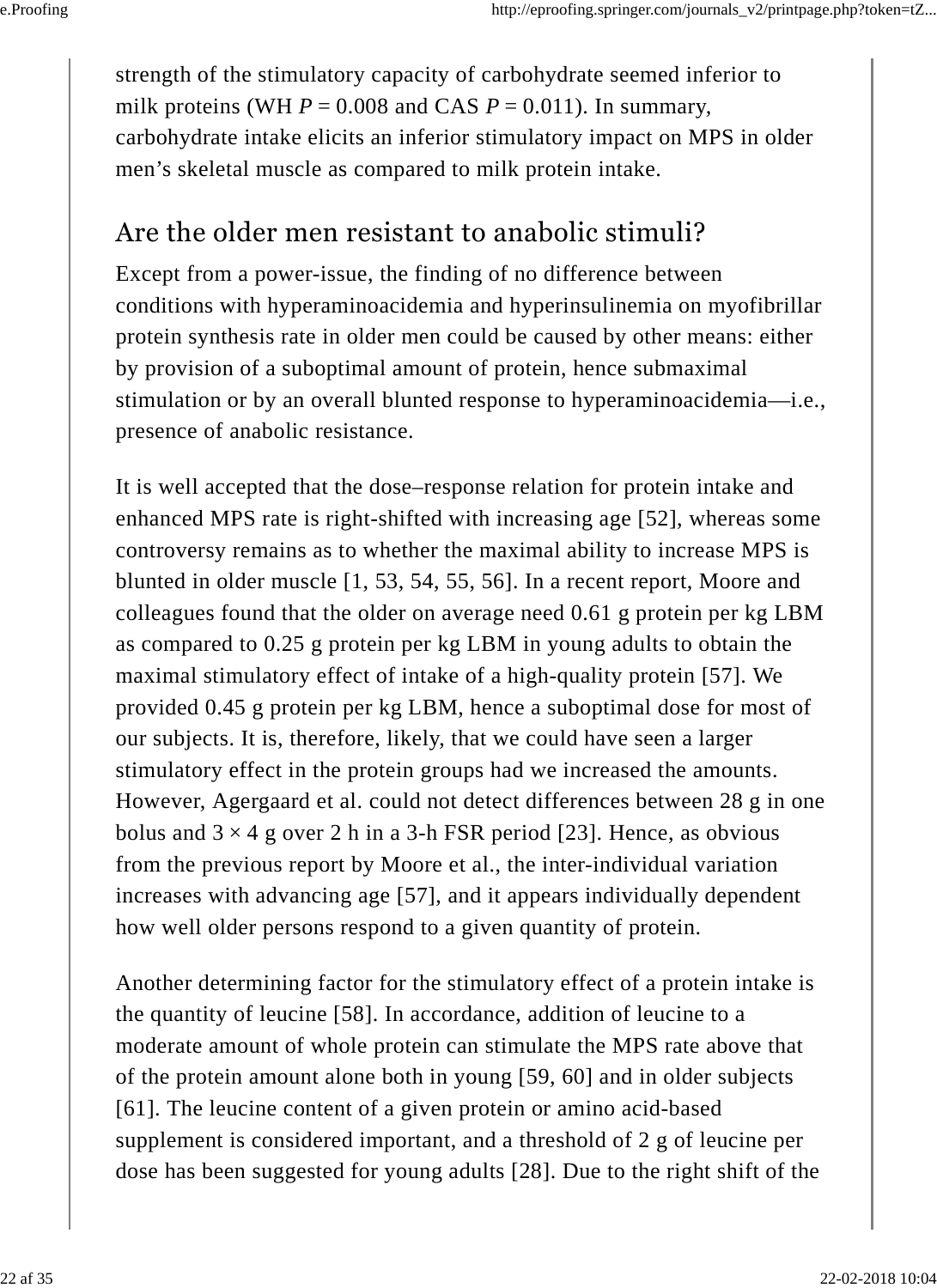strength of the stimulatory capacity of carbohydrate seemed inferior to milk proteins (WH $P = 0.008$ and CAS $P = 0.011$). In summary, carbohydrate intake elicits an inferior stimulatory impact on MPS in older men's skeletal muscle as compared to milk protein intake.

## Are the older men resistant to anabolic stimuli?

Except from a power-issue, the finding of no difference between conditions with hyperaminoacidemia and hyperinsulinemia on myofibrillar protein synthesis rate in older men could be caused by other means: either by provision of a suboptimal amount of protein, hence submaximal stimulation or by an overall blunted response to hyperaminoacidemia—i.e., presence of anabolic resistance.

It is well accepted that the dose–response relation for protein intake and enhanced MPS rate is right-shifted with increasing age [52], whereas some controversy remains as to whether the maximal ability to increase MPS is blunted in older muscle [1, 53, 54, 55, 56]. In a recent report, Moore and colleagues found that the older on average need 0.61 g protein per kg LBM as compared to 0.25 g protein per kg LBM in young adults to obtain the maximal stimulatory effect of intake of a high-quality protein [57]. We provided 0.45 g protein per kg LBM, hence a suboptimal dose for most of our subjects. It is, therefore, likely, that we could have seen a larger stimulatory effect in the protein groups had we increased the amounts. However, Agergaard et al. could not detect differences between 28 g in one bolus and $3 \times 4$ g over 2 h in a 3-h FSR period [23]. Hence, as obvious from the previous report by Moore et al., the inter-individual variation increases with advancing age [57], and it appears individually dependent how well older persons respond to a given quantity of protein.

Another determining factor for the stimulatory effect of a protein intake is the quantity of leucine [58]. In accordance, addition of leucine to a moderate amount of whole protein can stimulate the MPS rate above that of the protein amount alone both in young [59, 60] and in older subjects [61]. The leucine content of a given protein or amino acid-based supplement is considered important, and a threshold of 2 g of leucine per dose has been suggested for young adults [28]. Due to the right shift of the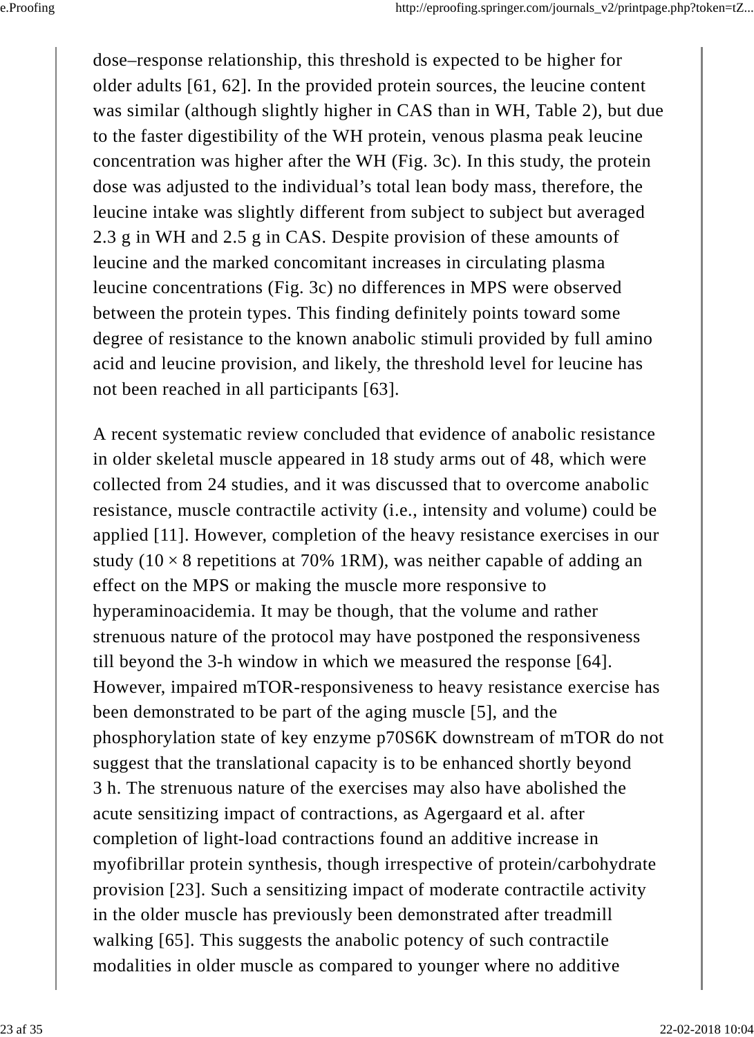dose–response relationship, this threshold is expected to be higher for older adults [61, 62]. In the provided protein sources, the leucine content was similar (although slightly higher in CAS than in WH, Table 2), but due to the faster digestibility of the WH protein, venous plasma peak leucine concentration was higher after the WH (Fig. 3c). In this study, the protein dose was adjusted to the individual's total lean body mass, therefore, the leucine intake was slightly different from subject to subject but averaged 2.3 g in WH and 2.5 g in CAS. Despite provision of these amounts of leucine and the marked concomitant increases in circulating plasma leucine concentrations (Fig. 3c) no differences in MPS were observed between the protein types. This finding definitely points toward some degree of resistance to the known anabolic stimuli provided by full amino acid and leucine provision, and likely, the threshold level for leucine has not been reached in all participants [63].

A recent systematic review concluded that evidence of anabolic resistance in older skeletal muscle appeared in 18 study arms out of 48, which were collected from 24 studies, and it was discussed that to overcome anabolic resistance, muscle contractile activity (i.e., intensity and volume) could be applied [11]. However, completion of the heavy resistance exercises in our study ($10 \times 8$ repetitions at 70% 1RM), was neither capable of adding an effect on the MPS or making the muscle more responsive to hyperaminoacidemia. It may be though, that the volume and rather strenuous nature of the protocol may have postponed the responsiveness till beyond the 3-h window in which we measured the response [64]. However, impaired mTOR-responsiveness to heavy resistance exercise has been demonstrated to be part of the aging muscle [5], and the phosphorylation state of key enzyme p70S6K downstream of mTOR do not suggest that the translational capacity is to be enhanced shortly beyond 3 h. The strenuous nature of the exercises may also have abolished the acute sensitizing impact of contractions, as Agergaard et al. after completion of light-load contractions found an additive increase in myofibrillar protein synthesis, though irrespective of protein/carbohydrate provision [23]. Such a sensitizing impact of moderate contractile activity in the older muscle has previously been demonstrated after treadmill walking [65]. This suggests the anabolic potency of such contractile modalities in older muscle as compared to younger where no additive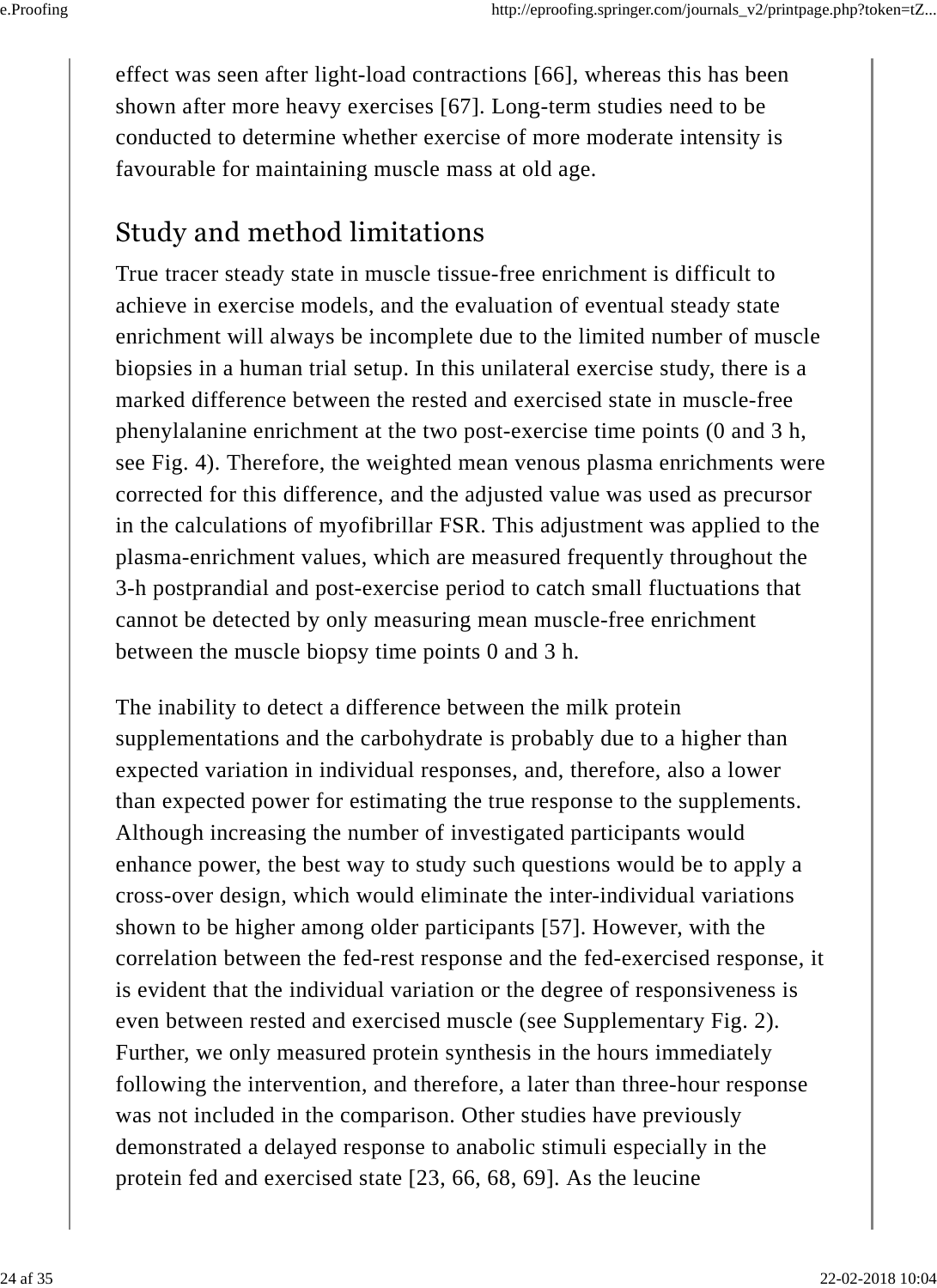effect was seen after light-load contractions [66], whereas this has been shown after more heavy exercises [67]. Long-term studies need to be conducted to determine whether exercise of more moderate intensity is favourable for maintaining muscle mass at old age.

## Study and method limitations

True tracer steady state in muscle tissue-free enrichment is difficult to achieve in exercise models, and the evaluation of eventual steady state enrichment will always be incomplete due to the limited number of muscle biopsies in a human trial setup. In this unilateral exercise study, there is a marked difference between the rested and exercised state in muscle-free phenylalanine enrichment at the two post-exercise time points (0 and 3 h, see Fig. 4). Therefore, the weighted mean venous plasma enrichments were corrected for this difference, and the adjusted value was used as precursor in the calculations of myofibrillar FSR. This adjustment was applied to the plasma-enrichment values, which are measured frequently throughout the 3-h postprandial and post-exercise period to catch small fluctuations that cannot be detected by only measuring mean muscle-free enrichment between the muscle biopsy time points 0 and 3 h.

The inability to detect a difference between the milk protein supplementations and the carbohydrate is probably due to a higher than expected variation in individual responses, and, therefore, also a lower than expected power for estimating the true response to the supplements. Although increasing the number of investigated participants would enhance power, the best way to study such questions would be to apply a cross-over design, which would eliminate the inter-individual variations shown to be higher among older participants [57]. However, with the correlation between the fed-rest response and the fed-exercised response, it is evident that the individual variation or the degree of responsiveness is even between rested and exercised muscle (see Supplementary Fig. 2). Further, we only measured protein synthesis in the hours immediately following the intervention, and therefore, a later than three-hour response was not included in the comparison. Other studies have previously demonstrated a delayed response to anabolic stimuli especially in the protein fed and exercised state [23, 66, 68, 69]. As the leucine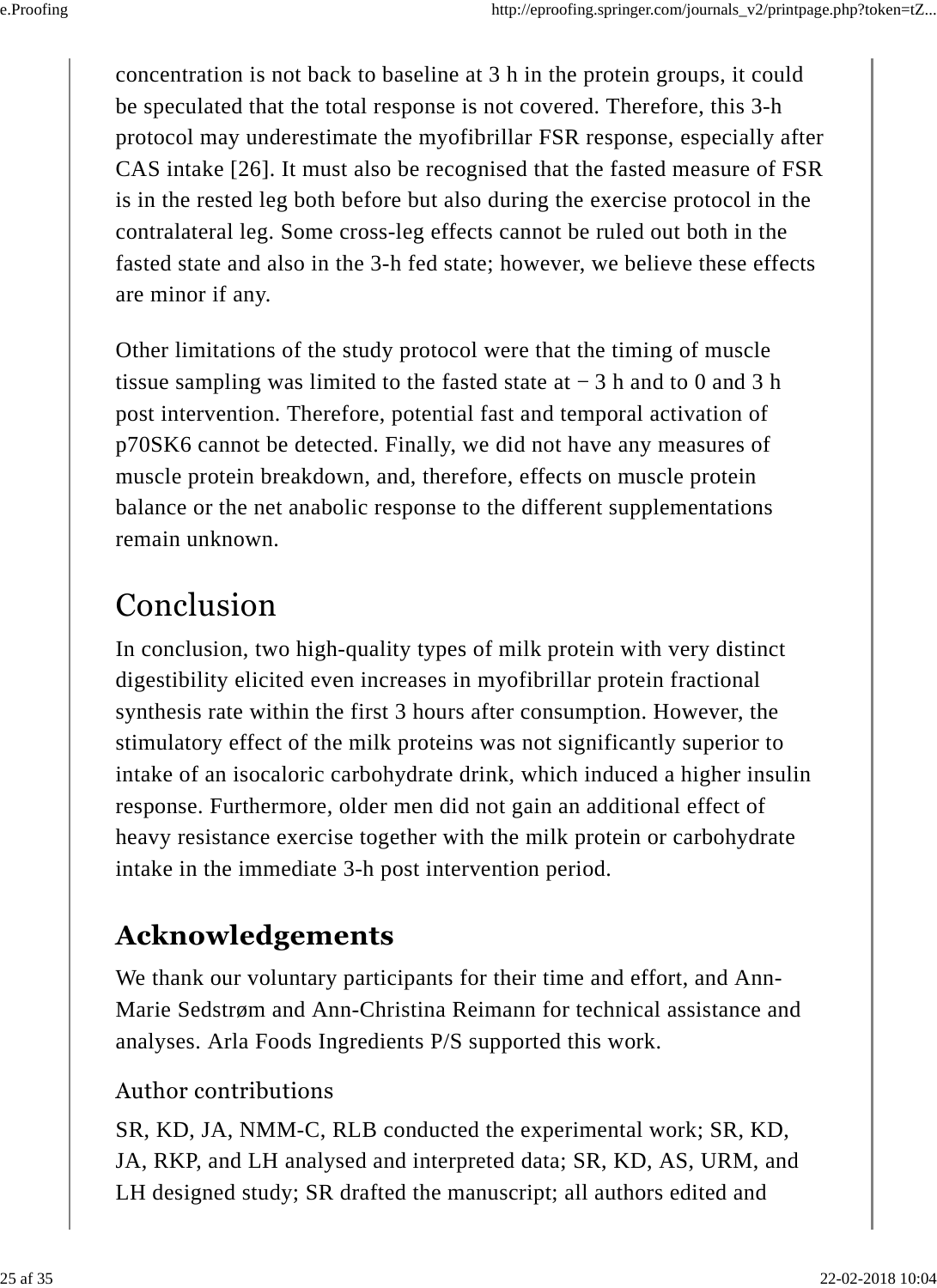concentration is not back to baseline at 3 h in the protein groups, it could be speculated that the total response is not covered. Therefore, this 3-h protocol may underestimate the myofibrillar FSR response, especially after CAS intake [26]. It must also be recognised that the fasted measure of FSR is in the rested leg both before but also during the exercise protocol in the contralateral leg. Some cross-leg effects cannot be ruled out both in the fasted state and also in the 3-h fed state; however, we believe these effects are minor if any.

Other limitations of the study protocol were that the timing of muscle tissue sampling was limited to the fasted state at − 3 h and to 0 and 3 h post intervention. Therefore, potential fast and temporal activation of p70SK6 cannot be detected. Finally, we did not have any measures of muscle protein breakdown, and, therefore, effects on muscle protein balance or the net anabolic response to the different supplementations remain unknown.

# Conclusion

In conclusion, two high-quality types of milk protein with very distinct digestibility elicited even increases in myofibrillar protein fractional synthesis rate within the first 3 hours after consumption. However, the stimulatory effect of the milk proteins was not significantly superior to intake of an isocaloric carbohydrate drink, which induced a higher insulin response. Furthermore, older men did not gain an additional effect of heavy resistance exercise together with the milk protein or carbohydrate intake in the immediate 3-h post intervention period.

## Acknowledgements

We thank our voluntary participants for their time and effort, and Ann-Marie Sedstrøm and Ann-Christina Reimann for technical assistance and analyses. Arla Foods Ingredients P/S supported this work.

### Author contributions

SR, KD, JA, NMM-C, RLB conducted the experimental work; SR, KD, JA, RKP, and LH analysed and interpreted data; SR, KD, AS, URM, and LH designed study; SR drafted the manuscript; all authors edited and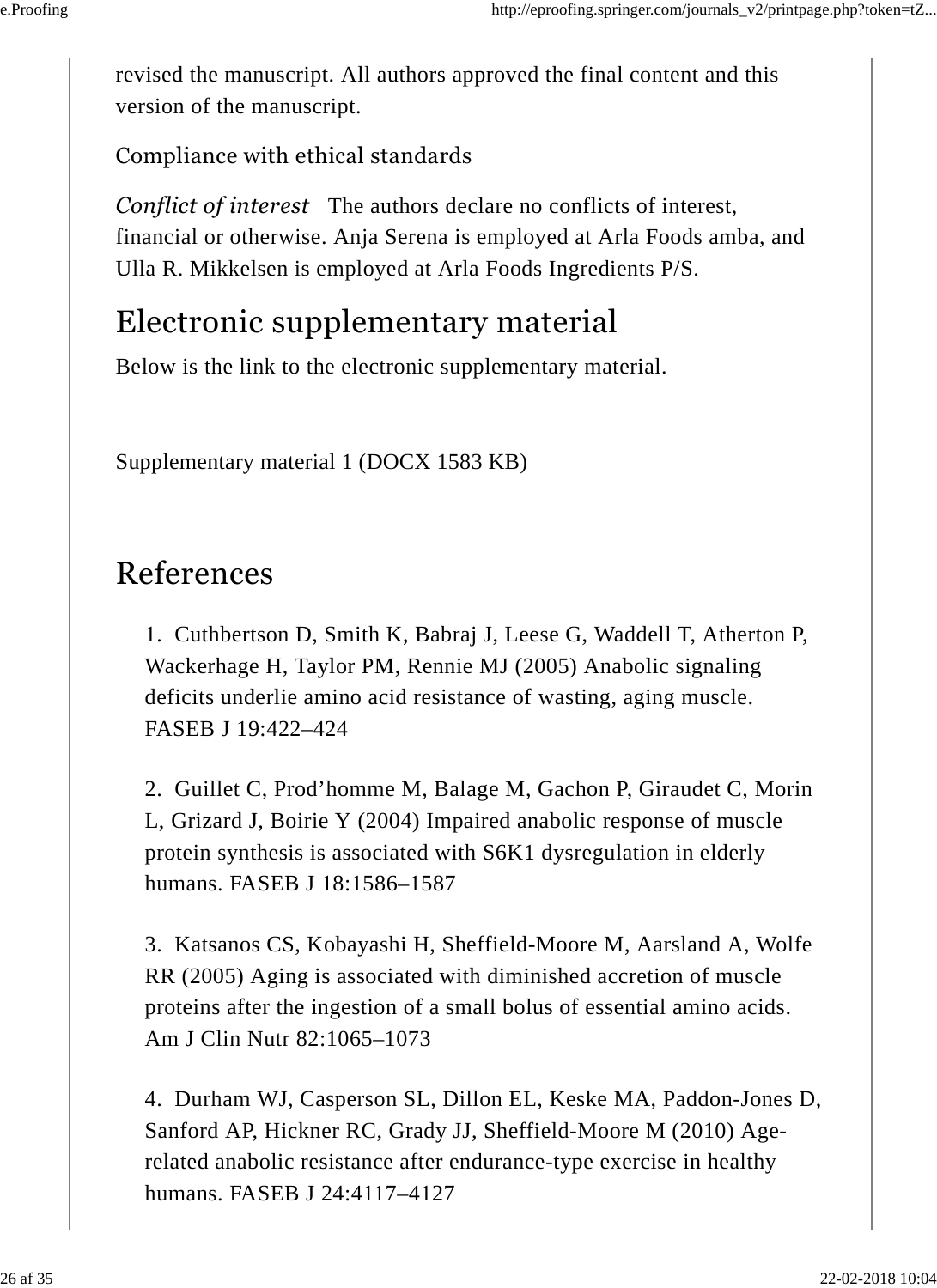revised the manuscript. All authors approved the final content and this version of the manuscript.

### Compliance with ethical standards

*Conflict of interest* The authors declare no conflicts of interest, financial or otherwise. Anja Serena is employed at Arla Foods amba, and Ulla R. Mikkelsen is employed at Arla Foods Ingredients P/S.

## Electronic supplementary material

Below is the link to the electronic supplementary material.

Supplementary material 1 (DOCX 1583 KB)

## References

1. Cuthbertson D, Smith K, Babraj J, Leese G, Waddell T, Atherton P, Wackerhage H, Taylor PM, Rennie MJ (2005) Anabolic signaling deficits underlie amino acid resistance of wasting, aging muscle. FASEB J 19:422–424

2. Guillet C, Prod'homme M, Balage M, Gachon P, Giraudet C, Morin L, Grizard J, Boirie Y (2004) Impaired anabolic response of muscle protein synthesis is associated with S6K1 dysregulation in elderly humans. FASEB J 18:1586–1587

3. Katsanos CS, Kobayashi H, Sheffield-Moore M, Aarsland A, Wolfe RR (2005) Aging is associated with diminished accretion of muscle proteins after the ingestion of a small bolus of essential amino acids. Am J Clin Nutr 82:1065–1073

4. Durham WJ, Casperson SL, Dillon EL, Keske MA, Paddon-Jones D, Sanford AP, Hickner RC, Grady JJ, Sheffield-Moore M (2010) Age-related anabolic resistance after endurance-type exercise in healthy humans. FASEB J 24:4117–4127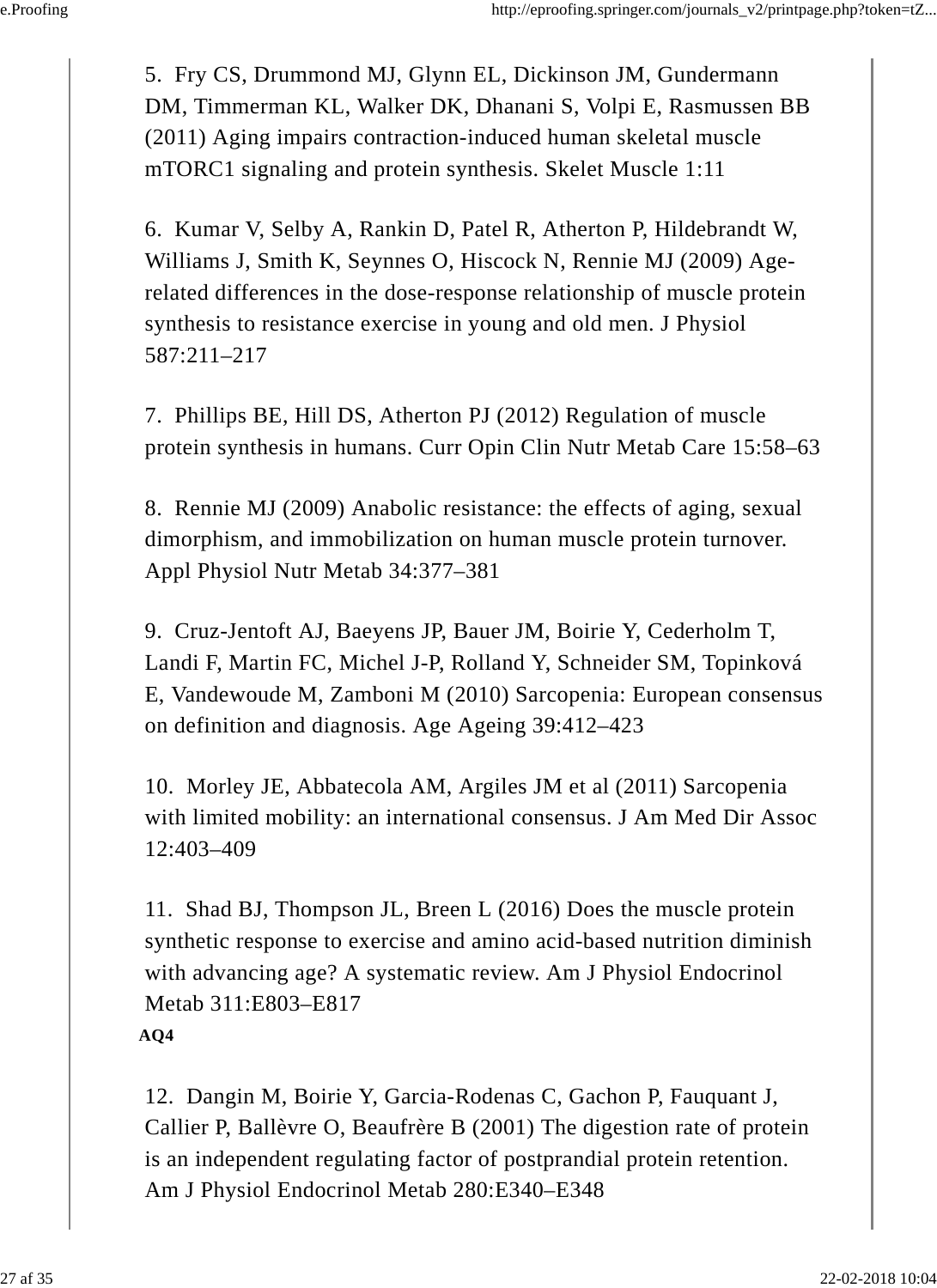5. Fry CS, Drummond MJ, Glynn EL, Dickinson JM, Gundermann DM, Timmerman KL, Walker DK, Dhanani S, Volpi E, Rasmussen BB (2011) Aging impairs contraction-induced human skeletal muscle mTORC1 signaling and protein synthesis. Skelet Muscle 1:11

6. Kumar V, Selby A, Rankin D, Patel R, Atherton P, Hildebrandt W, Williams J, Smith K, Seynnes O, Hiscock N, Rennie MJ (2009) Age-related differences in the dose-response relationship of muscle protein synthesis to resistance exercise in young and old men. J Physiol 587:211–217

7. Phillips BE, Hill DS, Atherton PJ (2012) Regulation of muscle protein synthesis in humans. Curr Opin Clin Nutr Metab Care 15:58–63

8. Rennie MJ (2009) Anabolic resistance: the effects of aging, sexual dimorphism, and immobilization on human muscle protein turnover. Appl Physiol Nutr Metab 34:377–381

9. Cruz-Jentoft AJ, Baeyens JP, Bauer JM, Boirie Y, Cederholm T, Landi F, Martin FC, Michel J-P, Rolland Y, Schneider SM, Topinková E, Vandewoude M, Zamboni M (2010) Sarcopenia: European consensus on definition and diagnosis. Age Ageing 39:412–423

10. Morley JE, Abbatecola AM, Argiles JM et al (2011) Sarcopenia with limited mobility: an international consensus. J Am Med Dir Assoc 12:403–409

11. Shad BJ, Thompson JL, Breen L (2016) Does the muscle protein synthetic response to exercise and amino acid-based nutrition diminish with advancing age? A systematic review. Am J Physiol Endocrinol Metab 311:E803–E817

**AQ4**

12. Dangin M, Boirie Y, Garcia-Rodenas C, Gachon P, Fauquant J, Callier P, Ballèvre O, Beaufrère B (2001) The digestion rate of protein is an independent regulating factor of postprandial protein retention. Am J Physiol Endocrinol Metab 280:E340–E348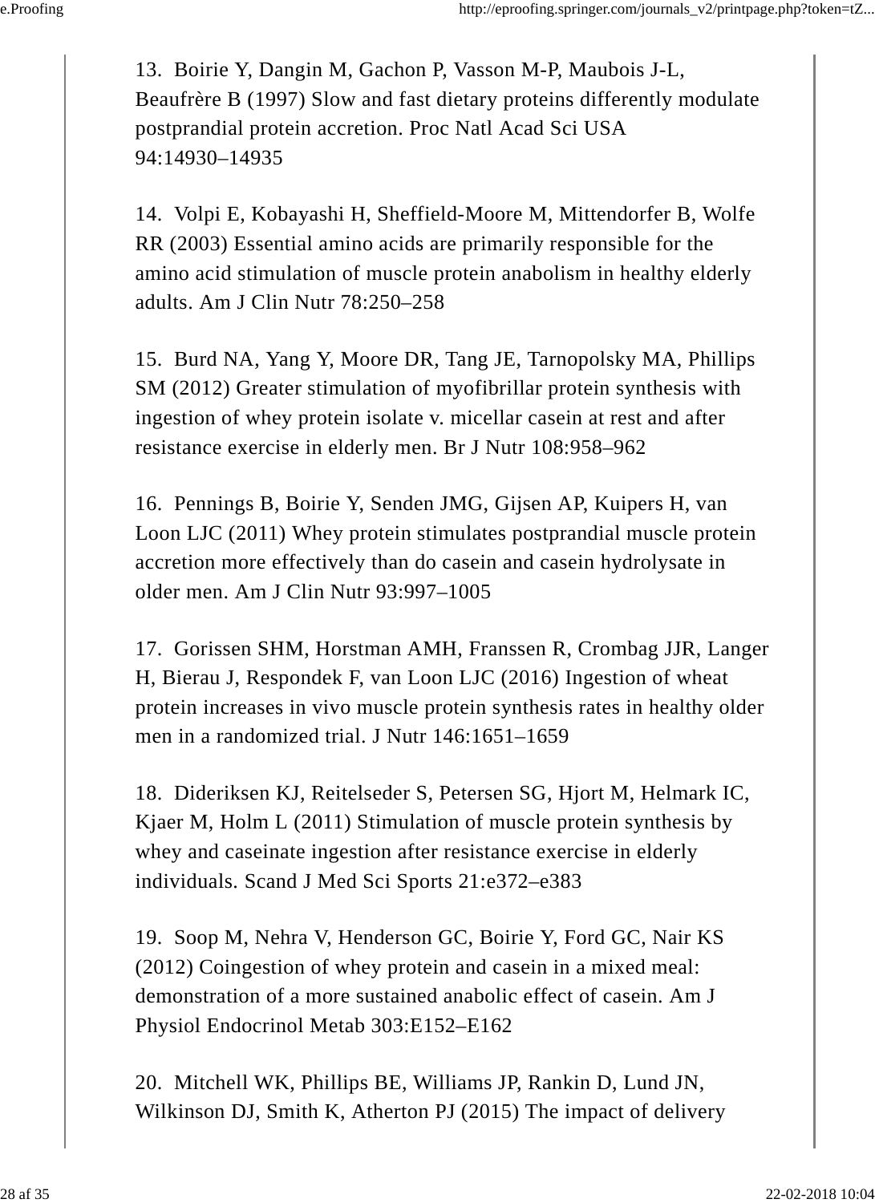13. Boirie Y, Dangin M, Gachon P, Vasson M-P, Maubois J-L, Beaufrère B (1997) Slow and fast dietary proteins differently modulate postprandial protein accretion. Proc Natl Acad Sci USA 94:14930–14935

14. Volpi E, Kobayashi H, Sheffield-Moore M, Mittendorfer B, Wolfe RR (2003) Essential amino acids are primarily responsible for the amino acid stimulation of muscle protein anabolism in healthy elderly adults. Am J Clin Nutr 78:250–258

15. Burd NA, Yang Y, Moore DR, Tang JE, Tarnopolsky MA, Phillips SM (2012) Greater stimulation of myofibrillar protein synthesis with ingestion of whey protein isolate v. micellar casein at rest and after resistance exercise in elderly men. Br J Nutr 108:958–962

16. Pennings B, Boirie Y, Senden JMG, Gijsen AP, Kuipers H, van Loon LJC (2011) Whey protein stimulates postprandial muscle protein accretion more effectively than do casein and casein hydrolysate in older men. Am J Clin Nutr 93:997–1005

17. Gorissen SHM, Horstman AMH, Franssen R, Crombag JJR, Langer H, Bierau J, Respondek F, van Loon LJC (2016) Ingestion of wheat protein increases in vivo muscle protein synthesis rates in healthy older men in a randomized trial. J Nutr 146:1651–1659

18. Dideriksen KJ, Reitelseder S, Petersen SG, Hjort M, Helmark IC, Kjaer M, Holm L (2011) Stimulation of muscle protein synthesis by whey and caseinate ingestion after resistance exercise in elderly individuals. Scand J Med Sci Sports 21:e372–e383

19. Soop M, Nehra V, Henderson GC, Boirie Y, Ford GC, Nair KS (2012) Coingestion of whey protein and casein in a mixed meal: demonstration of a more sustained anabolic effect of casein. Am J Physiol Endocrinol Metab 303:E152–E162

20. Mitchell WK, Phillips BE, Williams JP, Rankin D, Lund JN, Wilkinson DJ, Smith K, Atherton PJ (2015) The impact of delivery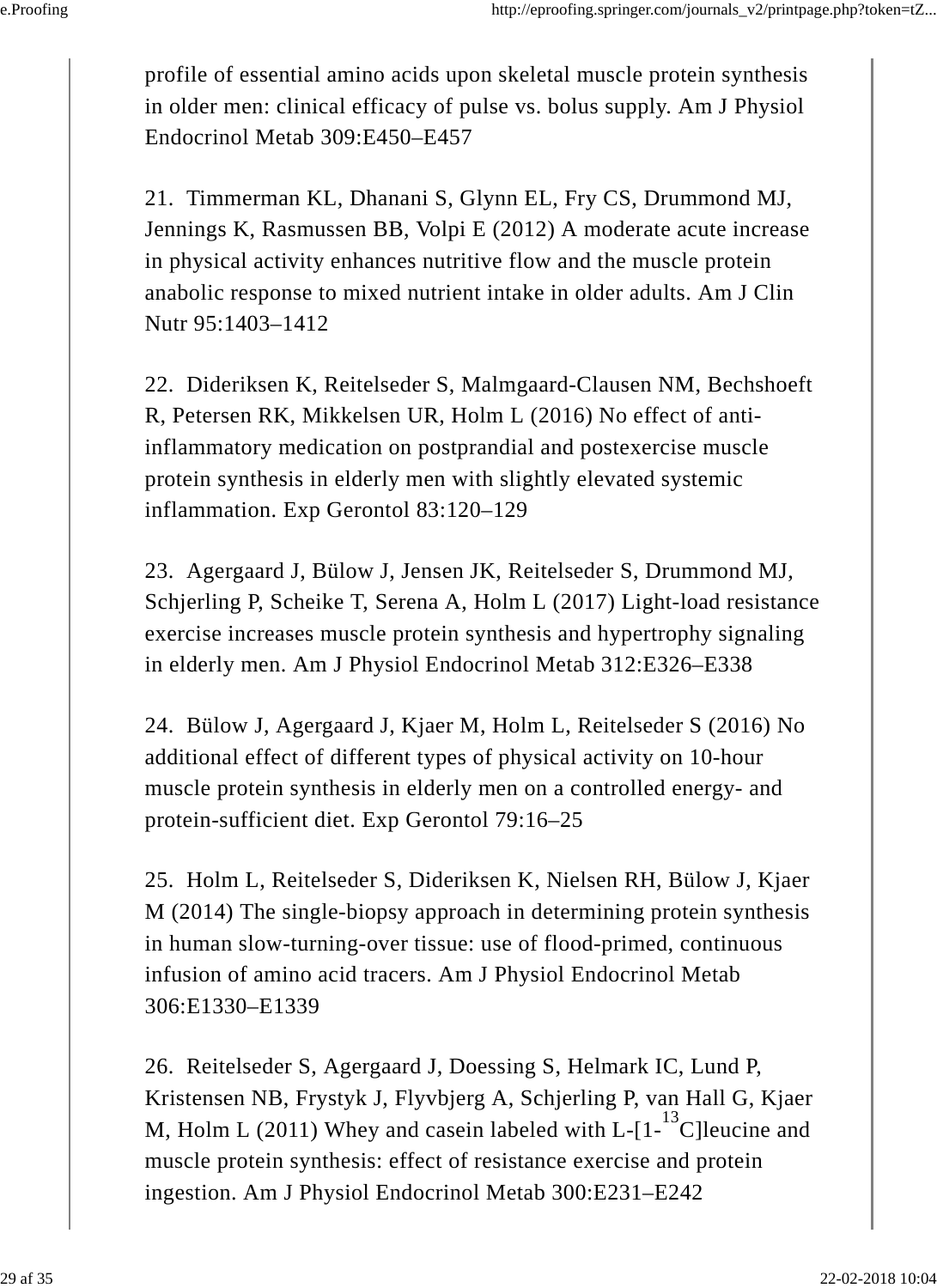profile of essential amino acids upon skeletal muscle protein synthesis in older men: clinical efficacy of pulse vs. bolus supply. Am J Physiol Endocrinol Metab 309:E450–E457

21. Timmerman KL, Dhanani S, Glynn EL, Fry CS, Drummond MJ, Jennings K, Rasmussen BB, Volpi E (2012) A moderate acute increase in physical activity enhances nutritive flow and the muscle protein anabolic response to mixed nutrient intake in older adults. Am J Clin Nutr 95:1403–1412

22. Dideriksen K, Reitelseder S, Malmgaard-Clausen NM, Bechshoeft R, Petersen RK, Mikkelsen UR, Holm L (2016) No effect of anti-inflammatory medication on postprandial and postexercise muscle protein synthesis in elderly men with slightly elevated systemic inflammation. Exp Gerontol 83:120–129

23. Agergaard J, Bülow J, Jensen JK, Reitelseder S, Drummond MJ, Schjerling P, Scheike T, Serena A, Holm L (2017) Light-load resistance exercise increases muscle protein synthesis and hypertrophy signaling in elderly men. Am J Physiol Endocrinol Metab 312:E326–E338

24. Bülow J, Agergaard J, Kjaer M, Holm L, Reitelseder S (2016) No additional effect of different types of physical activity on 10-hour muscle protein synthesis in elderly men on a controlled energy- and protein-sufficient diet. Exp Gerontol 79:16–25

25. Holm L, Reitelseder S, Dideriksen K, Nielsen RH, Bülow J, Kjaer M (2014) The single-biopsy approach in determining protein synthesis in human slow-turning-over tissue: use of flood-primed, continuous infusion of amino acid tracers. Am J Physiol Endocrinol Metab 306:E1330–E1339

26. Reitelseder S, Agergaard J, Doessing S, Helmark IC, Lund P, Kristensen NB, Frystyk J, Flyvbjerg A, Schjerling P, van Hall G, Kjaer M, Holm L (2011) Whey and casein labeled with L-[1-$^{13}$C]leucine and muscle protein synthesis: effect of resistance exercise and protein ingestion. Am J Physiol Endocrinol Metab 300:E231–E242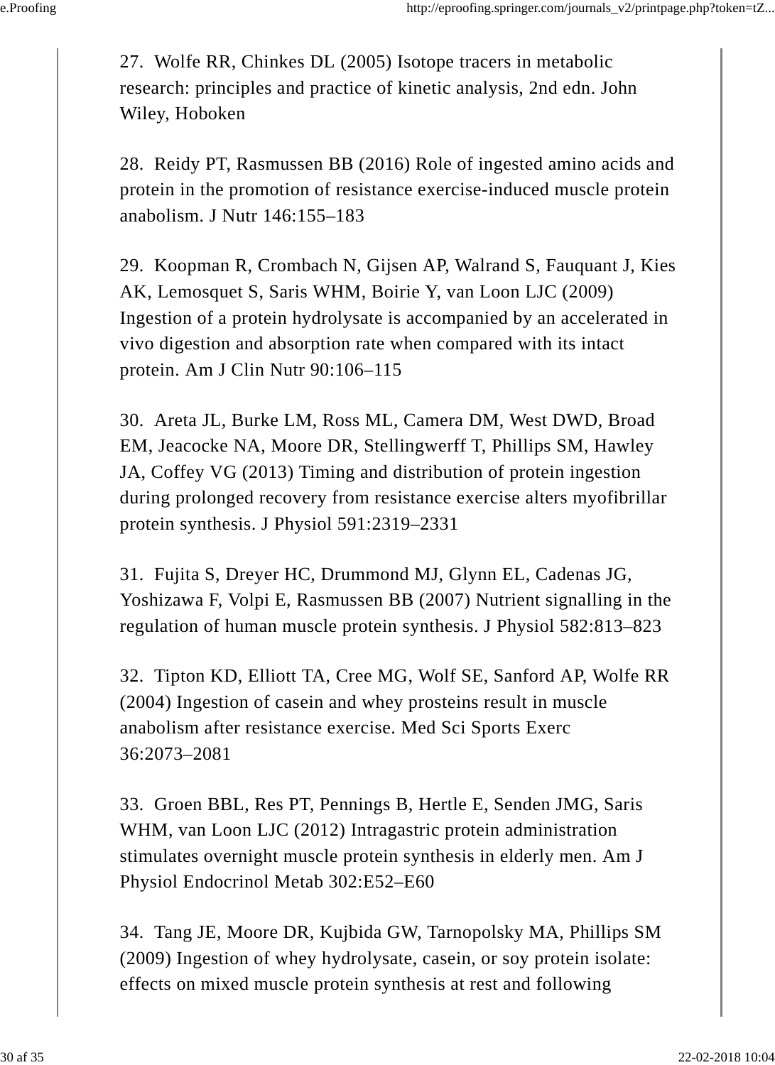27. Wolfe RR, Chinkes DL (2005) Isotope tracers in metabolic research: principles and practice of kinetic analysis, 2nd edn. John Wiley, Hoboken

28. Reidy PT, Rasmussen BB (2016) Role of ingested amino acids and protein in the promotion of resistance exercise-induced muscle protein anabolism. J Nutr 146:155–183

29. Koopman R, Crombach N, Gijsen AP, Walrand S, Fauquant J, Kies AK, Lemosquet S, Saris WHM, Boirie Y, van Loon LJC (2009) Ingestion of a protein hydrolysate is accompanied by an accelerated in vivo digestion and absorption rate when compared with its intact protein. Am J Clin Nutr 90:106–115

30. Areta JL, Burke LM, Ross ML, Camera DM, West DWD, Broad EM, Jeacocke NA, Moore DR, Stellingwerff T, Phillips SM, Hawley JA, Coffey VG (2013) Timing and distribution of protein ingestion during prolonged recovery from resistance exercise alters myofibrillar protein synthesis. J Physiol 591:2319–2331

31. Fujita S, Dreyer HC, Drummond MJ, Glynn EL, Cadenas JG, Yoshizawa F, Volpi E, Rasmussen BB (2007) Nutrient signalling in the regulation of human muscle protein synthesis. J Physiol 582:813–823

32. Tipton KD, Elliott TA, Cree MG, Wolf SE, Sanford AP, Wolfe RR (2004) Ingestion of casein and whey prosteins result in muscle anabolism after resistance exercise. Med Sci Sports Exerc 36:2073–2081

33. Groen BBL, Res PT, Pennings B, Hertle E, Senden JMG, Saris WHM, van Loon LJC (2012) Intragastric protein administration stimulates overnight muscle protein synthesis in elderly men. Am J Physiol Endocrinol Metab 302:E52–E60

34. Tang JE, Moore DR, Kujbida GW, Tarnopolsky MA, Phillips SM (2009) Ingestion of whey hydrolysate, casein, or soy protein isolate: effects on mixed muscle protein synthesis at rest and following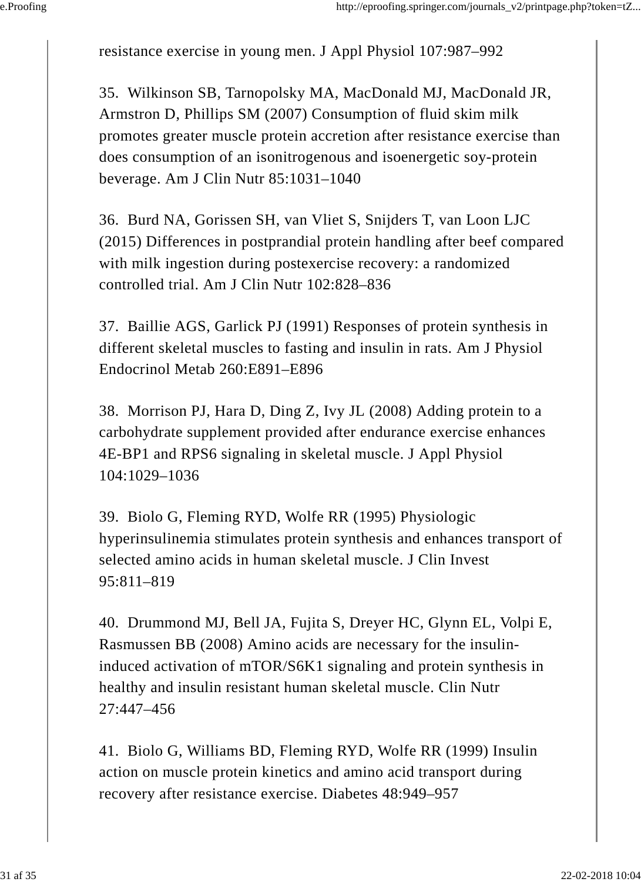resistance exercise in young men. J Appl Physiol 107:987–992

35. Wilkinson SB, Tarnopolsky MA, MacDonald MJ, MacDonald JR, Armstron D, Phillips SM (2007) Consumption of fluid skim milk promotes greater muscle protein accretion after resistance exercise than does consumption of an isonitrogenous and isoenergetic soy-protein beverage. Am J Clin Nutr 85:1031–1040

36. Burd NA, Gorissen SH, van Vliet S, Snijders T, van Loon LJC (2015) Differences in postprandial protein handling after beef compared with milk ingestion during postexercise recovery: a randomized controlled trial. Am J Clin Nutr 102:828–836

37. Baillie AGS, Garlick PJ (1991) Responses of protein synthesis in different skeletal muscles to fasting and insulin in rats. Am J Physiol Endocrinol Metab 260:E891–E896

38. Morrison PJ, Hara D, Ding Z, Ivy JL (2008) Adding protein to a carbohydrate supplement provided after endurance exercise enhances 4E-BP1 and RPS6 signaling in skeletal muscle. J Appl Physiol 104:1029–1036

39. Biolo G, Fleming RYD, Wolfe RR (1995) Physiologic hyperinsulinemia stimulates protein synthesis and enhances transport of selected amino acids in human skeletal muscle. J Clin Invest 95:811–819

40. Drummond MJ, Bell JA, Fujita S, Dreyer HC, Glynn EL, Volpi E, Rasmussen BB (2008) Amino acids are necessary for the insulin-induced activation of mTOR/S6K1 signaling and protein synthesis in healthy and insulin resistant human skeletal muscle. Clin Nutr 27:447–456

41. Biolo G, Williams BD, Fleming RYD, Wolfe RR (1999) Insulin action on muscle protein kinetics and amino acid transport during recovery after resistance exercise. Diabetes 48:949–957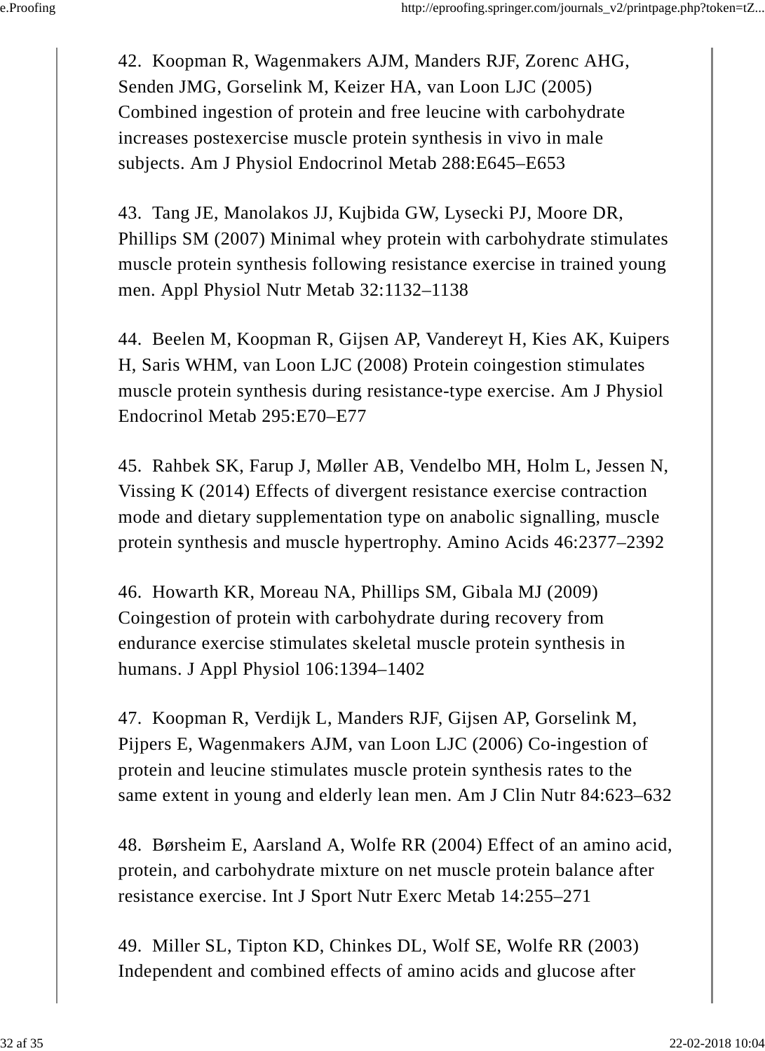42. Koopman R, Wagenmakers AJM, Manders RJF, Zorenc AHG, Senden JMG, Gorselink M, Keizer HA, van Loon LJC (2005) Combined ingestion of protein and free leucine with carbohydrate increases postexercise muscle protein synthesis in vivo in male subjects. Am J Physiol Endocrinol Metab 288:E645–E653

43. Tang JE, Manolakos JJ, Kujbida GW, Lysecki PJ, Moore DR, Phillips SM (2007) Minimal whey protein with carbohydrate stimulates muscle protein synthesis following resistance exercise in trained young men. Appl Physiol Nutr Metab 32:1132–1138

44. Beelen M, Koopman R, Gijsen AP, Vandereyt H, Kies AK, Kuipers H, Saris WHM, van Loon LJC (2008) Protein coingestion stimulates muscle protein synthesis during resistance-type exercise. Am J Physiol Endocrinol Metab 295:E70–E77

45. Rahbek SK, Farup J, Møller AB, Vendelbo MH, Holm L, Jessen N, Vissing K (2014) Effects of divergent resistance exercise contraction mode and dietary supplementation type on anabolic signalling, muscle protein synthesis and muscle hypertrophy. Amino Acids 46:2377–2392

46. Howarth KR, Moreau NA, Phillips SM, Gibala MJ (2009) Coingestion of protein with carbohydrate during recovery from endurance exercise stimulates skeletal muscle protein synthesis in humans. J Appl Physiol 106:1394–1402

47. Koopman R, Verdijk L, Manders RJF, Gijsen AP, Gorselink M, Pijpers E, Wagenmakers AJM, van Loon LJC (2006) Co-ingestion of protein and leucine stimulates muscle protein synthesis rates to the same extent in young and elderly lean men. Am J Clin Nutr 84:623–632

48. Børsheim E, Aarsland A, Wolfe RR (2004) Effect of an amino acid, protein, and carbohydrate mixture on net muscle protein balance after resistance exercise. Int J Sport Nutr Exerc Metab 14:255–271

49. Miller SL, Tipton KD, Chinkes DL, Wolf SE, Wolfe RR (2003) Independent and combined effects of amino acids and glucose after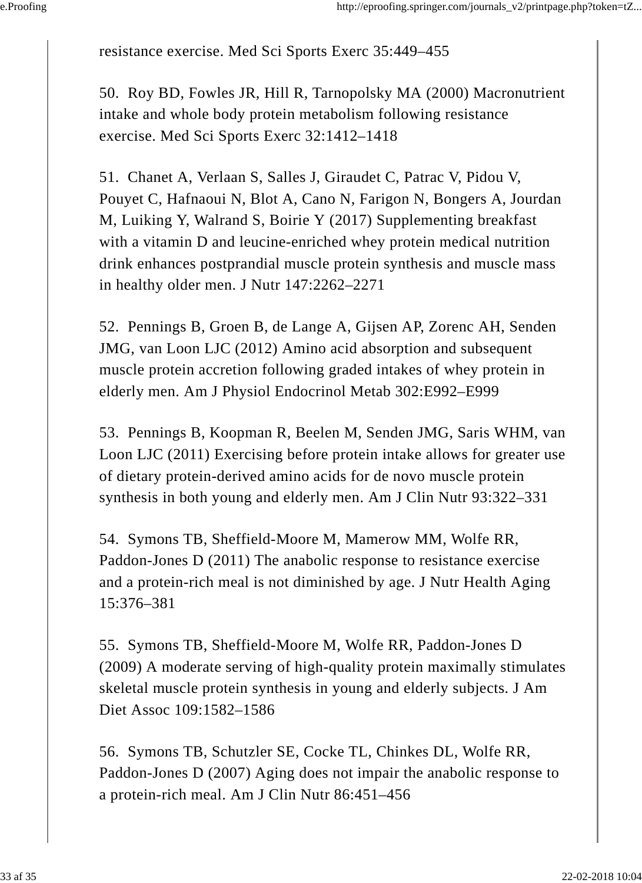resistance exercise. Med Sci Sports Exerc 35:449–455

50. Roy BD, Fowles JR, Hill R, Tarnopolsky MA (2000) Macronutrient intake and whole body protein metabolism following resistance exercise. Med Sci Sports Exerc 32:1412–1418

51. Chanet A, Verlaan S, Salles J, Giraudet C, Patrac V, Pidou V, Pouyet C, Hafnaoui N, Blot A, Cano N, Farigon N, Bongers A, Jourdan M, Luiking Y, Walrand S, Boirie Y (2017) Supplementing breakfast with a vitamin D and leucine-enriched whey protein medical nutrition drink enhances postprandial muscle protein synthesis and muscle mass in healthy older men. J Nutr 147:2262–2271

52. Pennings B, Groen B, de Lange A, Gijsen AP, Zorenc AH, Senden JMG, van Loon LJC (2012) Amino acid absorption and subsequent muscle protein accretion following graded intakes of whey protein in elderly men. Am J Physiol Endocrinol Metab 302:E992–E999

53. Pennings B, Koopman R, Beelen M, Senden JMG, Saris WHM, van Loon LJC (2011) Exercising before protein intake allows for greater use of dietary protein-derived amino acids for de novo muscle protein synthesis in both young and elderly men. Am J Clin Nutr 93:322–331

54. Symons TB, Sheffield-Moore M, Mamerow MM, Wolfe RR, Paddon-Jones D (2011) The anabolic response to resistance exercise and a protein-rich meal is not diminished by age. J Nutr Health Aging 15:376–381

55. Symons TB, Sheffield-Moore M, Wolfe RR, Paddon-Jones D (2009) A moderate serving of high-quality protein maximally stimulates skeletal muscle protein synthesis in young and elderly subjects. J Am Diet Assoc 109:1582–1586

56. Symons TB, Schutzler SE, Cocke TL, Chinkes DL, Wolfe RR, Paddon-Jones D (2007) Aging does not impair the anabolic response to a protein-rich meal. Am J Clin Nutr 86:451–456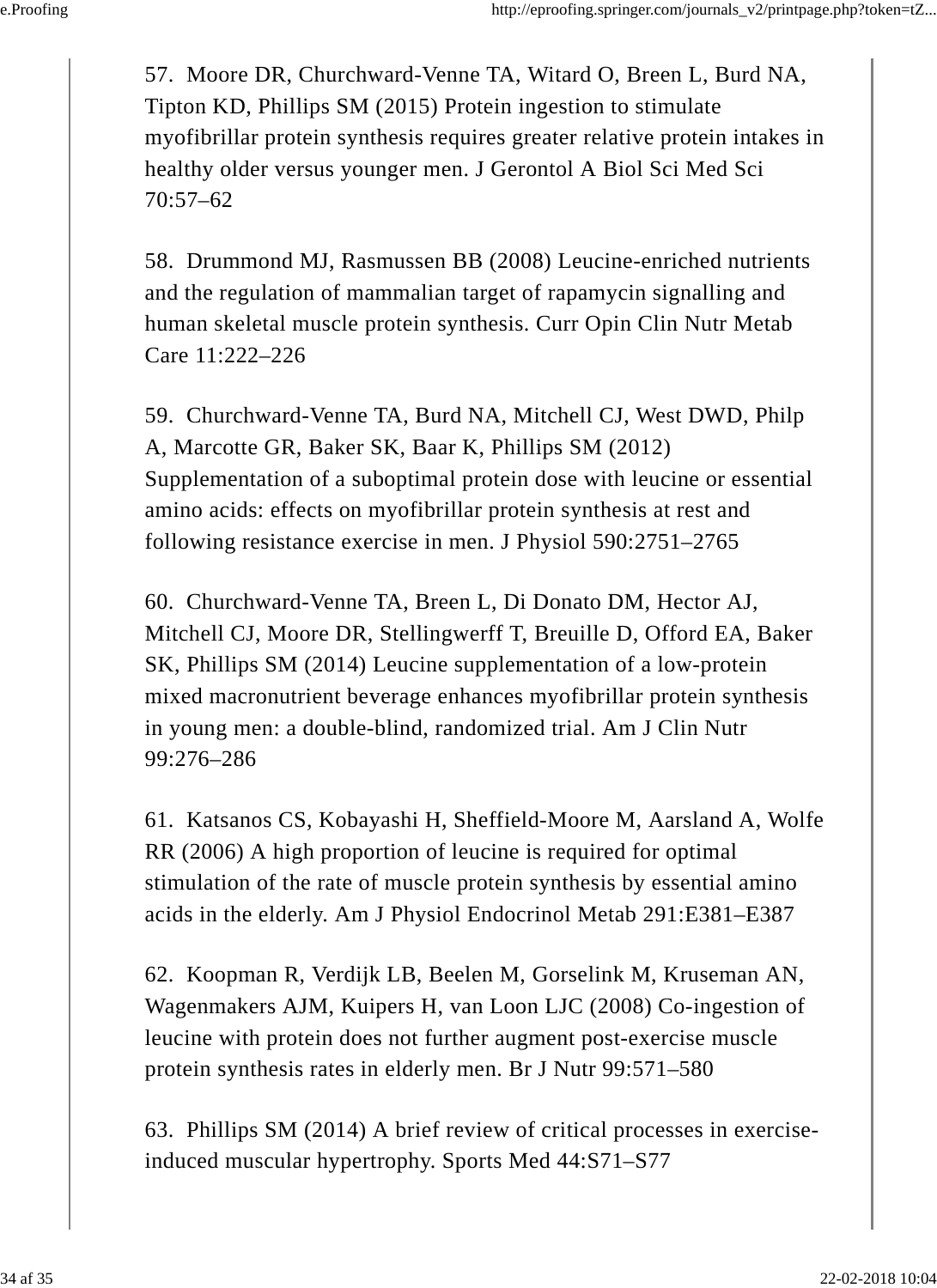57. Moore DR, Churchward-Venne TA, Witard O, Breen L, Burd NA, Tipton KD, Phillips SM (2015) Protein ingestion to stimulate myofibrillar protein synthesis requires greater relative protein intakes in healthy older versus younger men. J Gerontol A Biol Sci Med Sci 70:57–62

58. Drummond MJ, Rasmussen BB (2008) Leucine-enriched nutrients and the regulation of mammalian target of rapamycin signalling and human skeletal muscle protein synthesis. Curr Opin Clin Nutr Metab Care 11:222–226

59. Churchward-Venne TA, Burd NA, Mitchell CJ, West DWD, Philp A, Marcotte GR, Baker SK, Baar K, Phillips SM (2012) Supplementation of a suboptimal protein dose with leucine or essential amino acids: effects on myofibrillar protein synthesis at rest and following resistance exercise in men. J Physiol 590:2751–2765

60. Churchward-Venne TA, Breen L, Di Donato DM, Hector AJ, Mitchell CJ, Moore DR, Stellingwerff T, Breuille D, Offord EA, Baker SK, Phillips SM (2014) Leucine supplementation of a low-protein mixed macronutrient beverage enhances myofibrillar protein synthesis in young men: a double-blind, randomized trial. Am J Clin Nutr 99:276–286

61. Katsanos CS, Kobayashi H, Sheffield-Moore M, Aarsland A, Wolfe RR (2006) A high proportion of leucine is required for optimal stimulation of the rate of muscle protein synthesis by essential amino acids in the elderly. Am J Physiol Endocrinol Metab 291:E381–E387

62. Koopman R, Verdijk LB, Beelen M, Gorselink M, Kruseman AN, Wagenmakers AJM, Kuipers H, van Loon LJC (2008) Co-ingestion of leucine with protein does not further augment post-exercise muscle protein synthesis rates in elderly men. Br J Nutr 99:571–580

63. Phillips SM (2014) A brief review of critical processes in exercise-induced muscular hypertrophy. Sports Med 44:S71–S77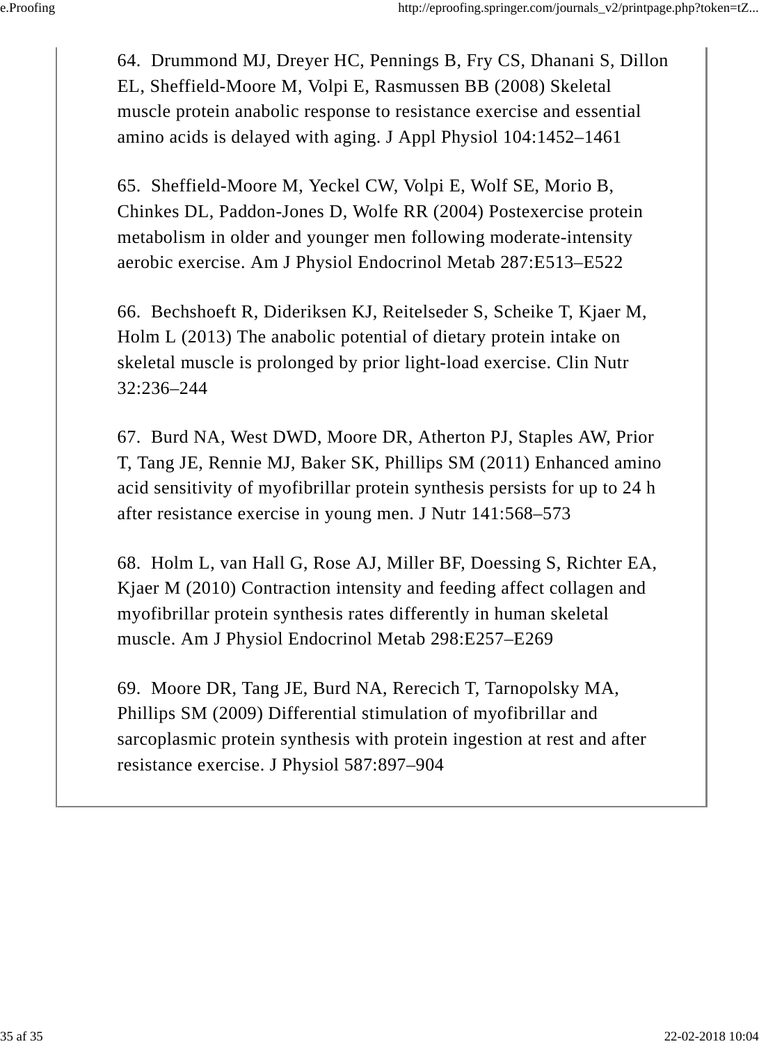64. Drummond MJ, Dreyer HC, Pennings B, Fry CS, Dhanani S, Dillon EL, Sheffield-Moore M, Volpi E, Rasmussen BB (2008) Skeletal muscle protein anabolic response to resistance exercise and essential amino acids is delayed with aging. J Appl Physiol 104:1452–1461

65. Sheffield-Moore M, Yeckel CW, Volpi E, Wolf SE, Morio B, Chinkes DL, Paddon-Jones D, Wolfe RR (2004) Postexercise protein metabolism in older and younger men following moderate-intensity aerobic exercise. Am J Physiol Endocrinol Metab 287:E513–E522

66. Bechshoeft R, Dideriksen KJ, Reitelseder S, Scheike T, Kjaer M, Holm L (2013) The anabolic potential of dietary protein intake on skeletal muscle is prolonged by prior light-load exercise. Clin Nutr 32:236–244

67. Burd NA, West DWD, Moore DR, Atherton PJ, Staples AW, Prior T, Tang JE, Rennie MJ, Baker SK, Phillips SM (2011) Enhanced amino acid sensitivity of myofibrillar protein synthesis persists for up to 24 h after resistance exercise in young men. J Nutr 141:568–573

68. Holm L, van Hall G, Rose AJ, Miller BF, Doessing S, Richter EA, Kjaer M (2010) Contraction intensity and feeding affect collagen and myofibrillar protein synthesis rates differently in human skeletal muscle. Am J Physiol Endocrinol Metab 298:E257–E269

69. Moore DR, Tang JE, Burd NA, Rerecich T, Tarnopolsky MA, Phillips SM (2009) Differential stimulation of myofibrillar and sarcoplasmic protein synthesis with protein ingestion at rest and after resistance exercise. J Physiol 587:897–904